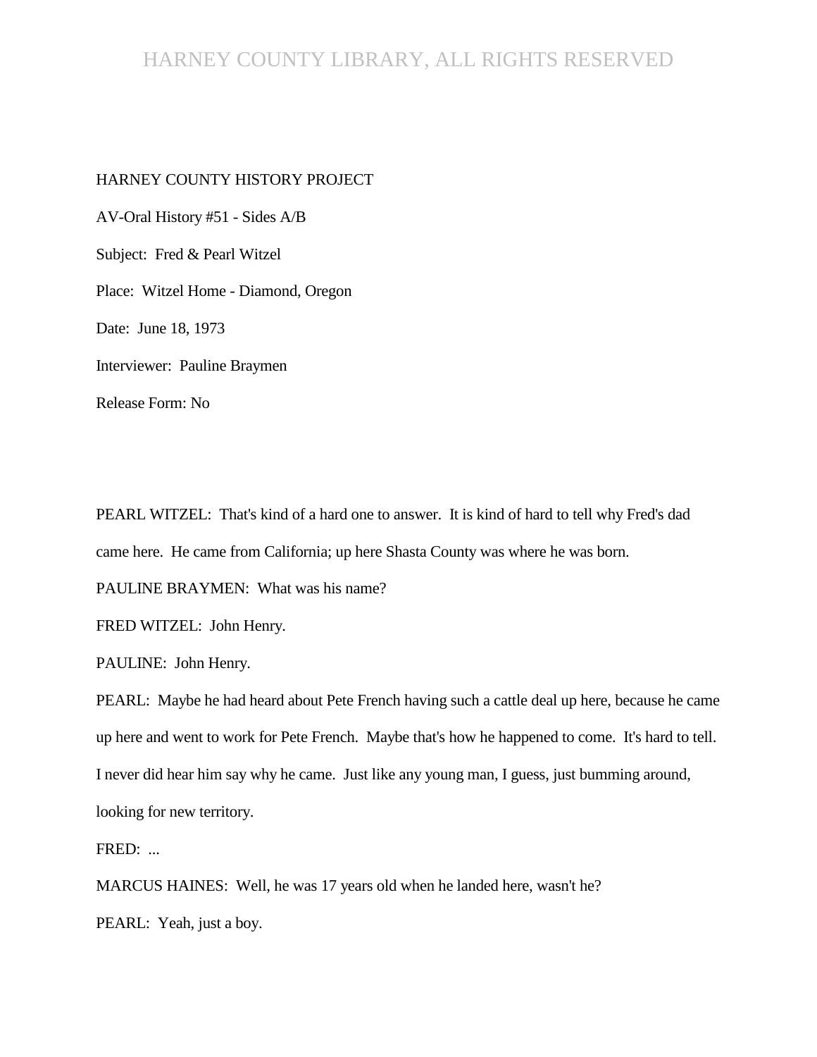HARNEY COUNTY HISTORY PROJECT

AV-Oral History #51 - Sides A/B

Subject: Fred & Pearl Witzel

Place: Witzel Home - Diamond, Oregon

Date: June 18, 1973

Interviewer: Pauline Braymen

Release Form: No

PEARL WITZEL: That's kind of a hard one to answer. It is kind of hard to tell why Fred's dad came here. He came from California; up here Shasta County was where he was born.

PAULINE BRAYMEN: What was his name?

FRED WITZEL: John Henry.

PAULINE: John Henry.

PEARL: Maybe he had heard about Pete French having such a cattle deal up here, because he came up here and went to work for Pete French. Maybe that's how he happened to come. It's hard to tell. I never did hear him say why he came. Just like any young man, I guess, just bumming around, looking for new territory.

FRED: ...

MARCUS HAINES: Well, he was 17 years old when he landed here, wasn't he?

PEARL: Yeah, just a boy.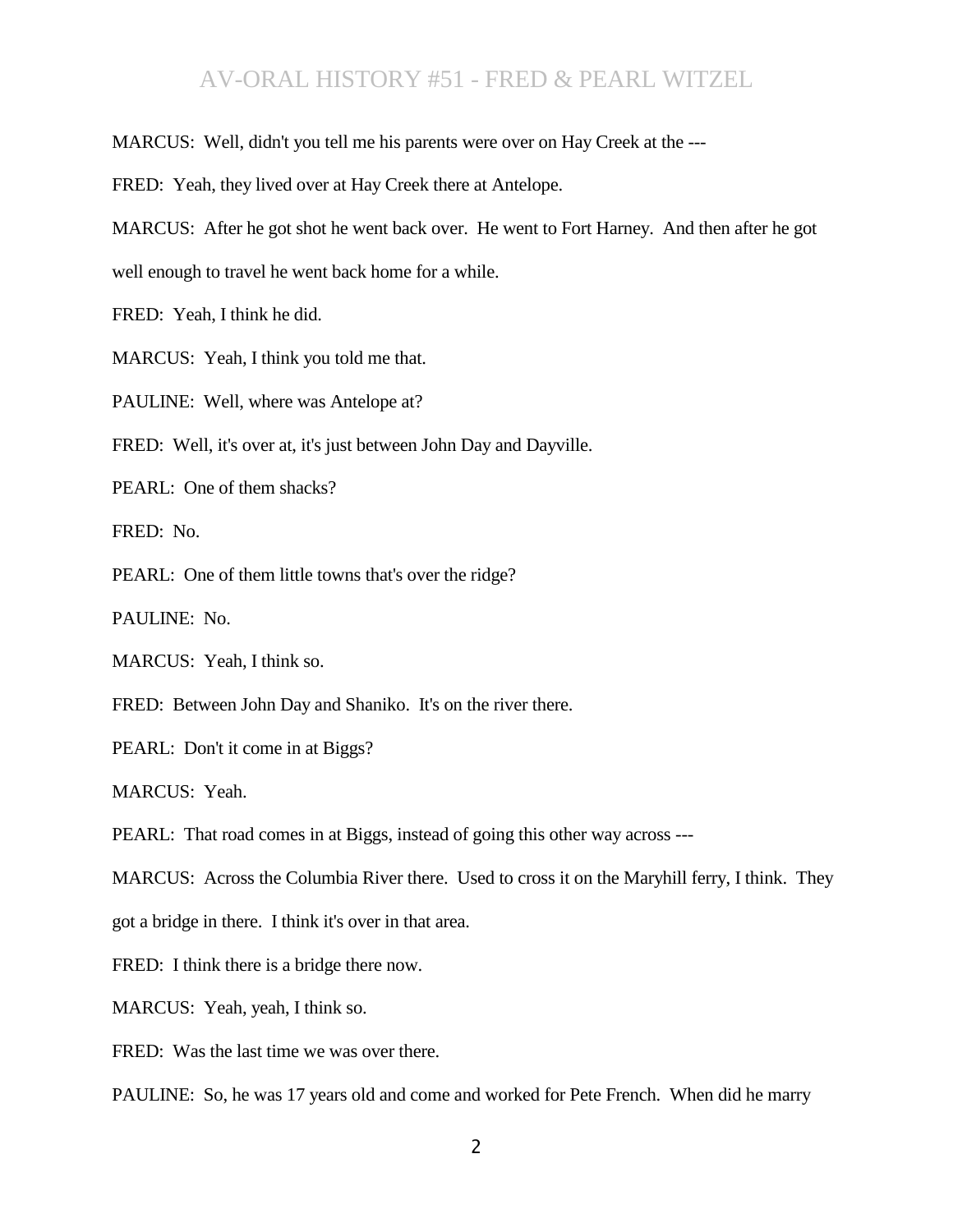MARCUS: Well, didn't you tell me his parents were over on Hay Creek at the ---

FRED: Yeah, they lived over at Hay Creek there at Antelope.

MARCUS: After he got shot he went back over. He went to Fort Harney. And then after he got well enough to travel he went back home for a while.

FRED: Yeah, I think he did.

MARCUS: Yeah, I think you told me that.

PAULINE: Well, where was Antelope at?

FRED: Well, it's over at, it's just between John Day and Dayville.

PEARL: One of them shacks?

FRED: No.

PEARL: One of them little towns that's over the ridge?

PAULINE: No.

MARCUS: Yeah, I think so.

FRED: Between John Day and Shaniko. It's on the river there.

PEARL: Don't it come in at Biggs?

MARCUS: Yeah.

PEARL: That road comes in at Biggs, instead of going this other way across ---

MARCUS: Across the Columbia River there. Used to cross it on the Maryhill ferry, I think. They got a bridge in there. I think it's over in that area.

FRED: I think there is a bridge there now.

MARCUS: Yeah, yeah, I think so.

FRED: Was the last time we was over there.

PAULINE: So, he was 17 years old and come and worked for Pete French. When did he marry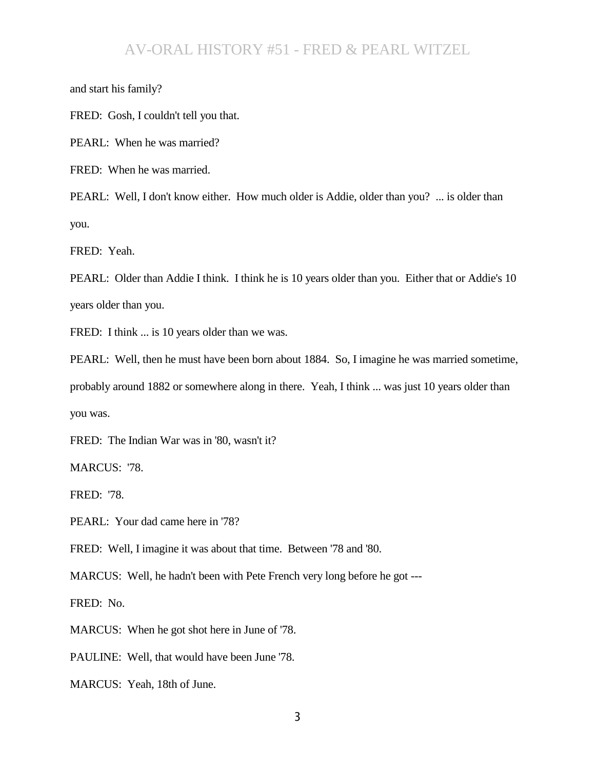and start his family?

FRED: Gosh, I couldn't tell you that.

PEARL: When he was married?

FRED: When he was married.

PEARL: Well, I don't know either. How much older is Addie, older than you? ... is older than you.

FRED: Yeah.

PEARL: Older than Addie I think. I think he is 10 years older than you. Either that or Addie's 10 years older than you.

FRED: I think ... is 10 years older than we was.

PEARL: Well, then he must have been born about 1884. So, I imagine he was married sometime, probably around 1882 or somewhere along in there. Yeah, I think ... was just 10 years older than you was.

FRED: The Indian War was in '80, wasn't it?

MARCUS: '78.

FRED: '78.

PEARL: Your dad came here in '78?

FRED: Well, I imagine it was about that time. Between '78 and '80.

MARCUS: Well, he hadn't been with Pete French very long before he got ---

FRED: No.

MARCUS: When he got shot here in June of '78.

PAULINE: Well, that would have been June '78.

MARCUS: Yeah, 18th of June.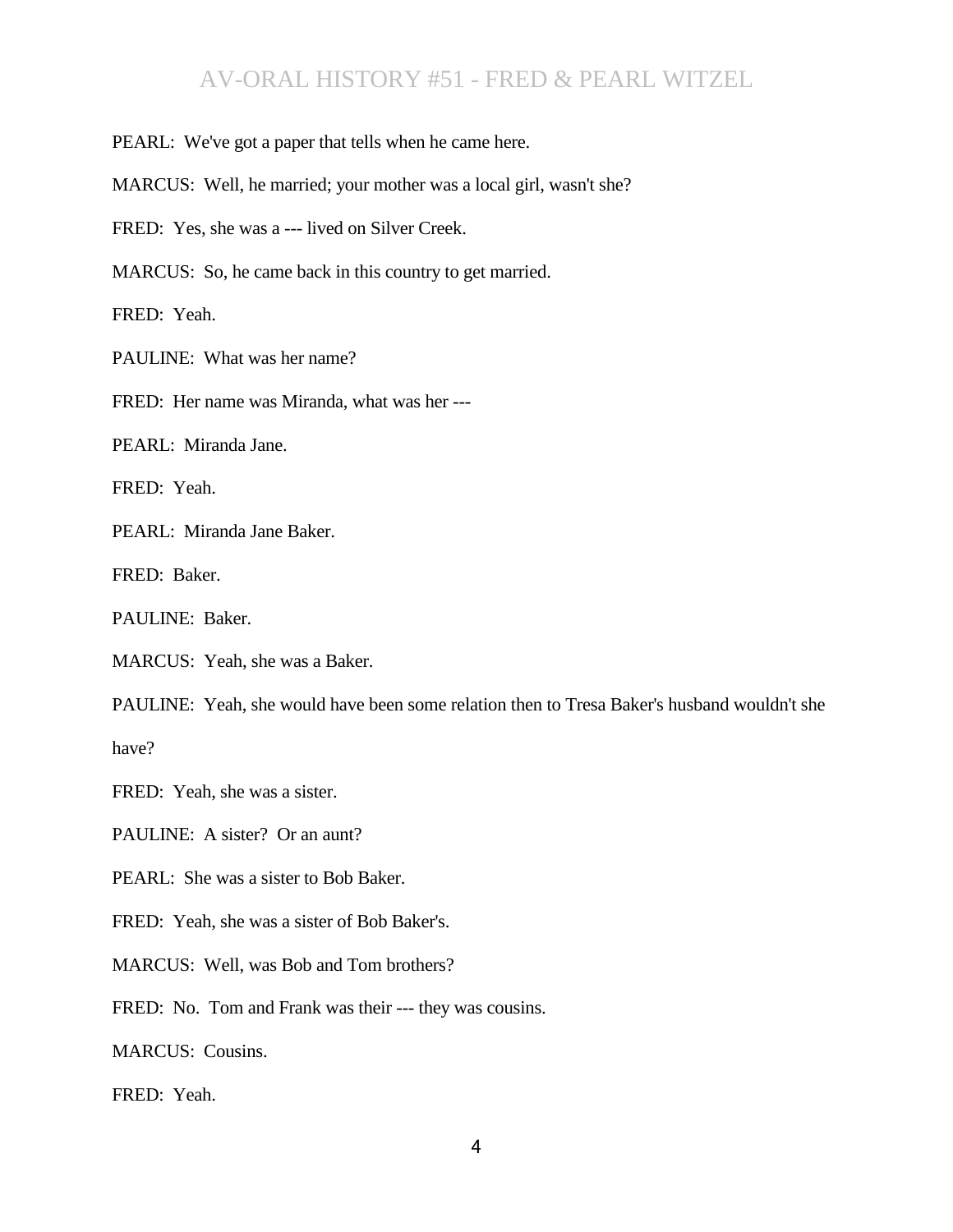PEARL: We've got a paper that tells when he came here.

MARCUS: Well, he married; your mother was a local girl, wasn't she?

FRED: Yes, she was a --- lived on Silver Creek.

MARCUS: So, he came back in this country to get married.

FRED: Yeah.

PAULINE: What was her name?

FRED: Her name was Miranda, what was her ---

PEARL: Miranda Jane.

FRED: Yeah.

PEARL: Miranda Jane Baker.

FRED: Baker.

PAULINE: Baker.

MARCUS: Yeah, she was a Baker.

PAULINE: Yeah, she would have been some relation then to Tresa Baker's husband wouldn't she have?

FRED: Yeah, she was a sister.

PAULINE: A sister? Or an aunt?

PEARL: She was a sister to Bob Baker.

FRED: Yeah, she was a sister of Bob Baker's.

MARCUS: Well, was Bob and Tom brothers?

FRED: No. Tom and Frank was their --- they was cousins.

MARCUS: Cousins.

FRED: Yeah.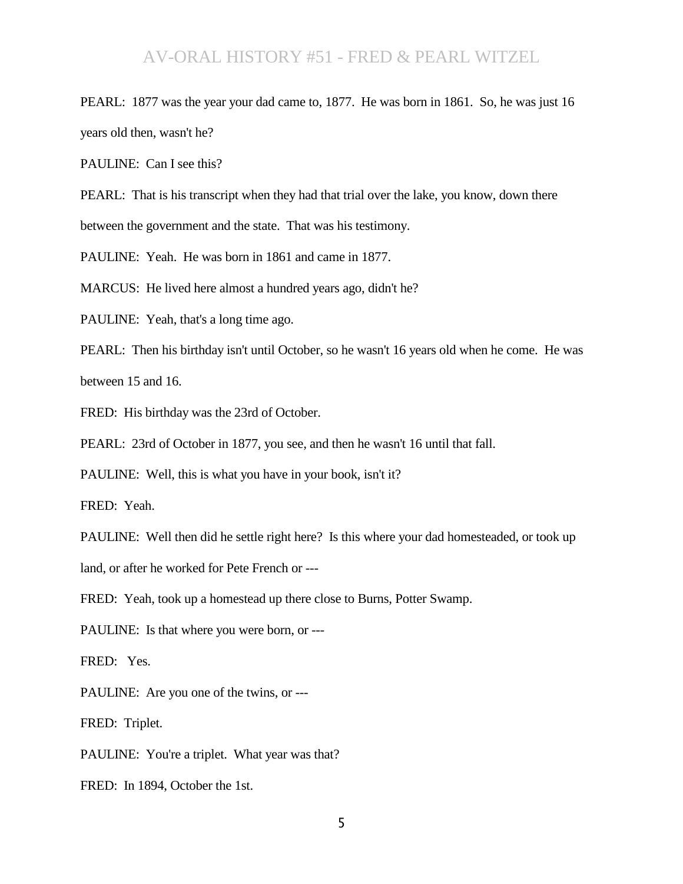PEARL: 1877 was the year your dad came to, 1877. He was born in 1861. So, he was just 16 years old then, wasn't he?

PAULINE: Can I see this?

PEARL: That is his transcript when they had that trial over the lake, you know, down there between the government and the state. That was his testimony.

PAULINE: Yeah. He was born in 1861 and came in 1877.

MARCUS: He lived here almost a hundred years ago, didn't he?

PAULINE: Yeah, that's a long time ago.

PEARL: Then his birthday isn't until October, so he wasn't 16 years old when he come. He was between 15 and 16.

FRED: His birthday was the 23rd of October.

PEARL: 23rd of October in 1877, you see, and then he wasn't 16 until that fall.

PAULINE: Well, this is what you have in your book, isn't it?

FRED: Yeah.

PAULINE: Well then did he settle right here? Is this where your dad homesteaded, or took up land, or after he worked for Pete French or ---

FRED: Yeah, took up a homestead up there close to Burns, Potter Swamp.

PAULINE: Is that where you were born, or ---

FRED: Yes.

PAULINE: Are you one of the twins, or ---

FRED: Triplet.

PAULINE: You're a triplet. What year was that?

FRED: In 1894, October the 1st.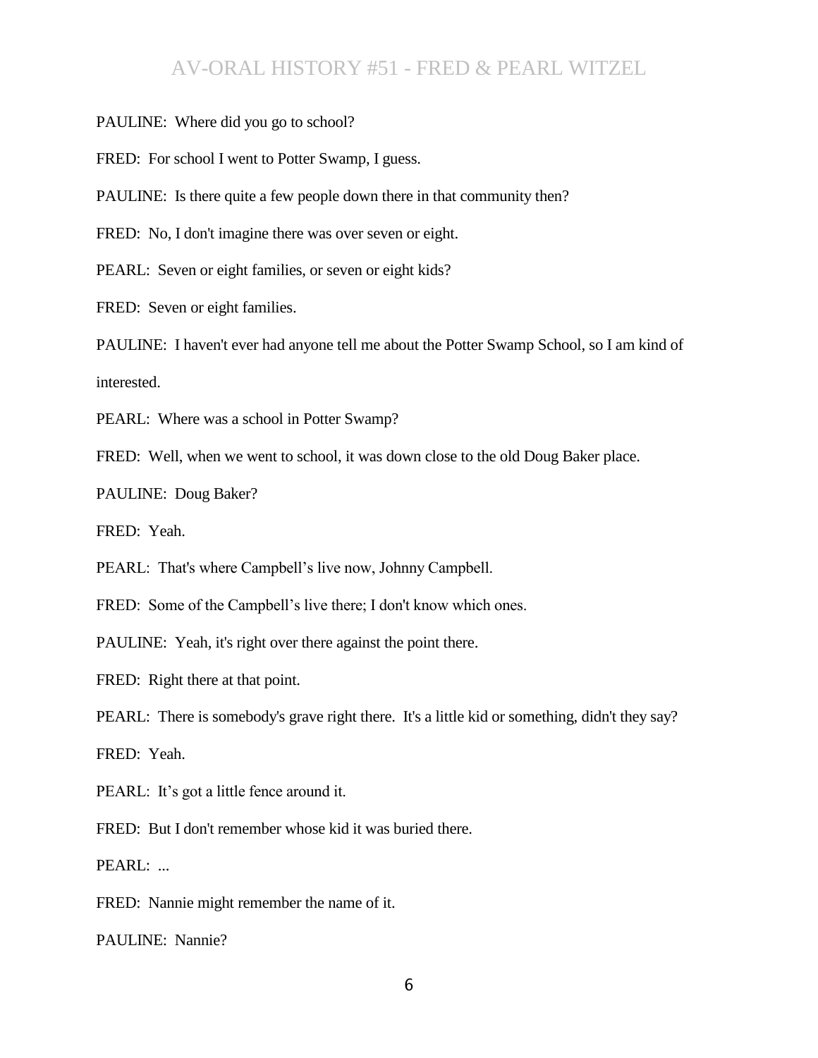PAULINE: Where did you go to school?

FRED: For school I went to Potter Swamp, I guess.

PAULINE: Is there quite a few people down there in that community then?

FRED: No, I don't imagine there was over seven or eight.

PEARL: Seven or eight families, or seven or eight kids?

FRED: Seven or eight families.

PAULINE: I haven't ever had anyone tell me about the Potter Swamp School, so I am kind of interested.

PEARL: Where was a school in Potter Swamp?

FRED: Well, when we went to school, it was down close to the old Doug Baker place.

PAULINE: Doug Baker?

FRED: Yeah.

PEARL: That's where Campbell's live now, Johnny Campbell.

FRED: Some of the Campbell's live there; I don't know which ones.

PAULINE: Yeah, it's right over there against the point there.

FRED: Right there at that point.

PEARL: There is somebody's grave right there. It's a little kid or something, didn't they say?

FRED: Yeah.

PEARL: It's got a little fence around it.

FRED: But I don't remember whose kid it was buried there.

PEARL: ...

FRED: Nannie might remember the name of it.

PAULINE: Nannie?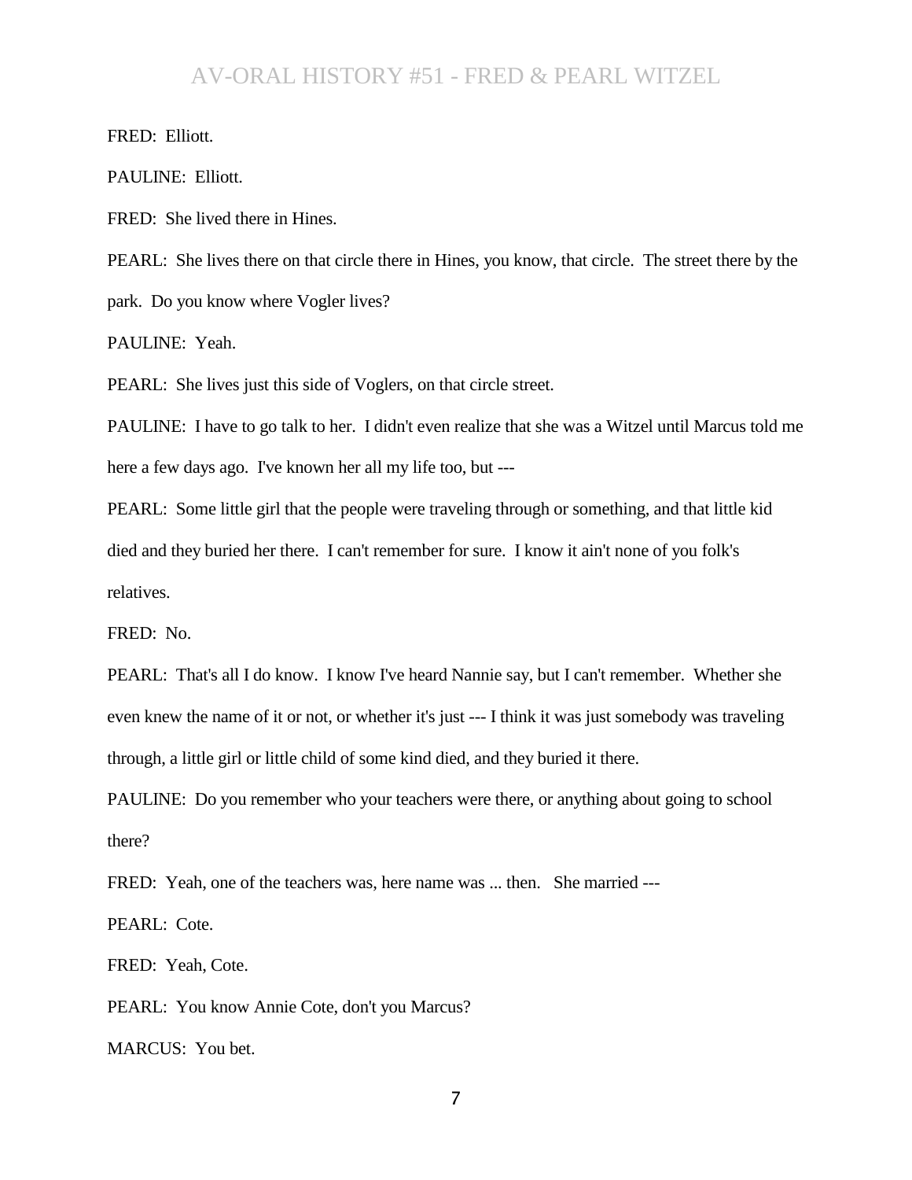FRED: Elliott.

PAULINE: Elliott.

FRED: She lived there in Hines.

PEARL: She lives there on that circle there in Hines, you know, that circle. The street there by the park. Do you know where Vogler lives?

PAULINE: Yeah.

PEARL: She lives just this side of Voglers, on that circle street.

PAULINE: I have to go talk to her. I didn't even realize that she was a Witzel until Marcus told me here a few days ago. I've known her all my life too, but ---

PEARL: Some little girl that the people were traveling through or something, and that little kid died and they buried her there. I can't remember for sure. I know it ain't none of you folk's relatives.

FRED: No.

PEARL: That's all I do know. I know I've heard Nannie say, but I can't remember. Whether she even knew the name of it or not, or whether it's just --- I think it was just somebody was traveling through, a little girl or little child of some kind died, and they buried it there.

PAULINE: Do you remember who your teachers were there, or anything about going to school there?

FRED: Yeah, one of the teachers was, here name was ... then. She married ---

PEARL: Cote.

FRED: Yeah, Cote.

PEARL: You know Annie Cote, don't you Marcus?

MARCUS: You bet.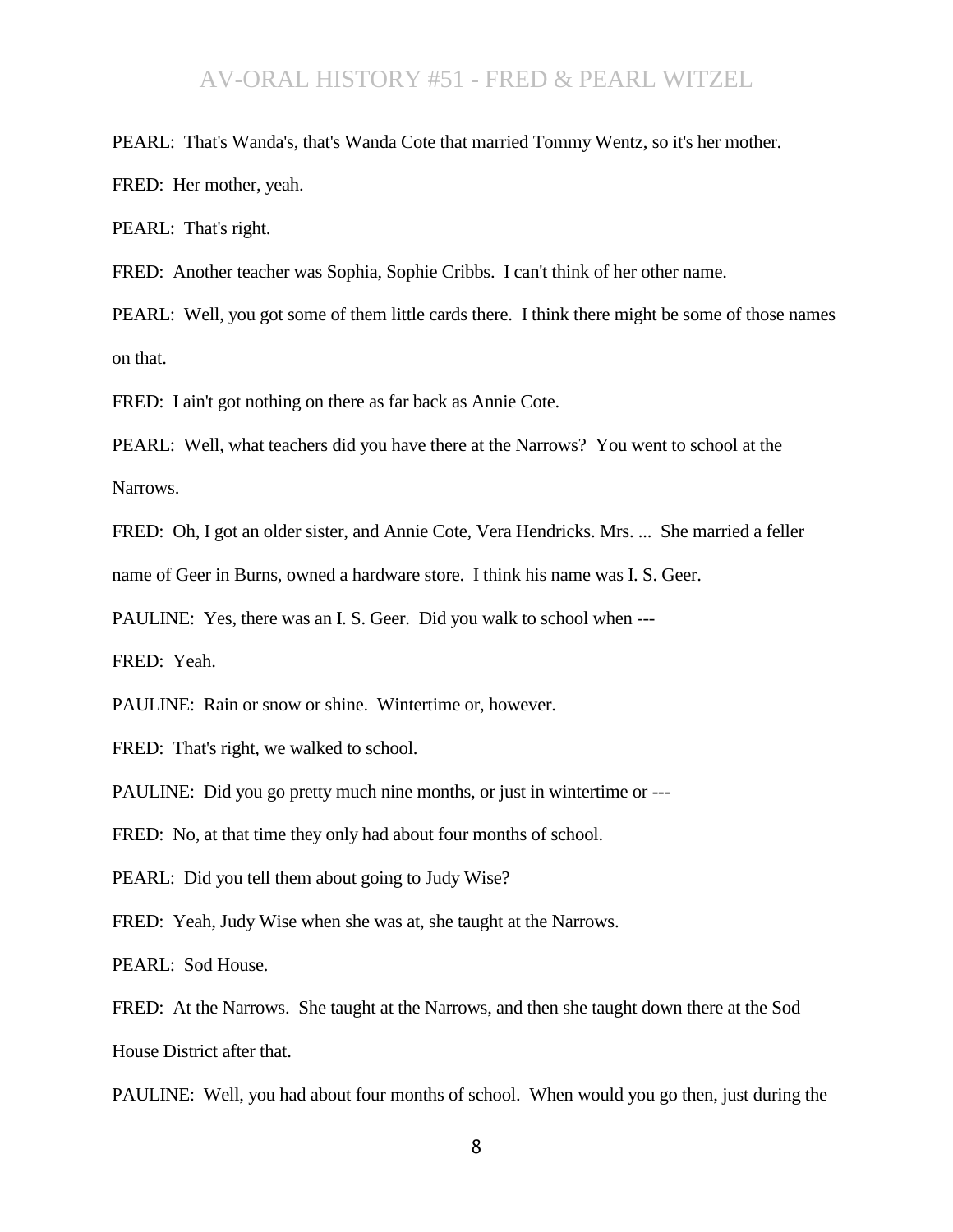PEARL: That's Wanda's, that's Wanda Cote that married Tommy Wentz, so it's her mother.

FRED: Her mother, yeah.

PEARL: That's right.

FRED: Another teacher was Sophia, Sophie Cribbs. I can't think of her other name.

PEARL: Well, you got some of them little cards there. I think there might be some of those names on that.

FRED: I ain't got nothing on there as far back as Annie Cote.

PEARL: Well, what teachers did you have there at the Narrows? You went to school at the Narrows.

FRED: Oh, I got an older sister, and Annie Cote, Vera Hendricks. Mrs. ... She married a feller name of Geer in Burns, owned a hardware store. I think his name was I. S. Geer.

PAULINE: Yes, there was an I. S. Geer. Did you walk to school when ---

FRED: Yeah.

PAULINE: Rain or snow or shine. Wintertime or, however.

FRED: That's right, we walked to school.

PAULINE: Did you go pretty much nine months, or just in wintertime or ---

FRED: No, at that time they only had about four months of school.

PEARL: Did you tell them about going to Judy Wise?

FRED: Yeah, Judy Wise when she was at, she taught at the Narrows.

PEARL: Sod House.

FRED: At the Narrows. She taught at the Narrows, and then she taught down there at the Sod House District after that.

PAULINE: Well, you had about four months of school. When would you go then, just during the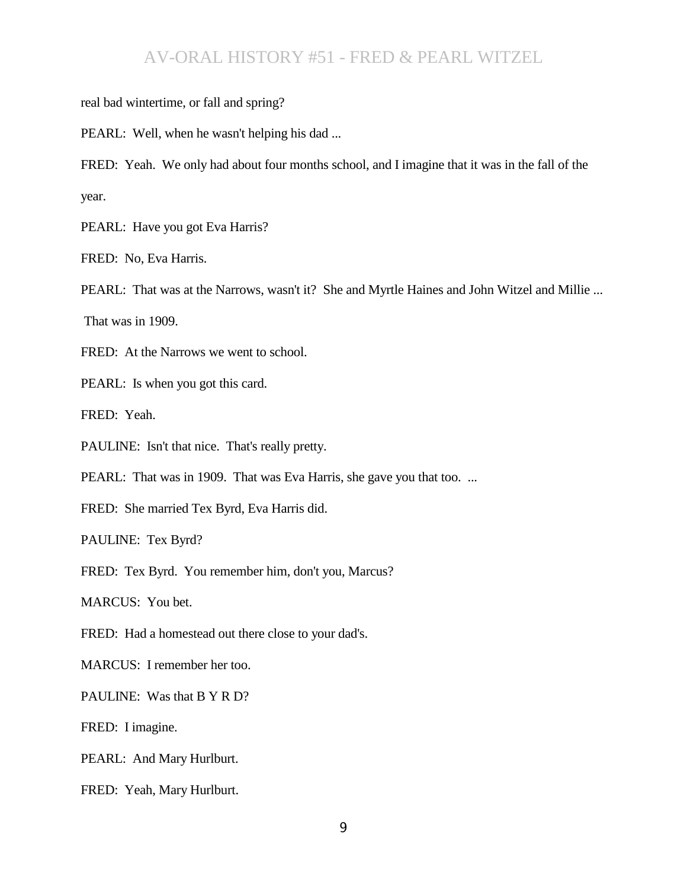real bad wintertime, or fall and spring?

PEARL: Well, when he wasn't helping his dad ...

FRED: Yeah. We only had about four months school, and I imagine that it was in the fall of the year.

PEARL: Have you got Eva Harris?

FRED: No, Eva Harris.

PEARL: That was at the Narrows, wasn't it? She and Myrtle Haines and John Witzel and Millie ... That was in 1909.

FRED: At the Narrows we went to school.

PEARL: Is when you got this card.

FRED: Yeah.

PAULINE: Isn't that nice. That's really pretty.

PEARL: That was in 1909. That was Eva Harris, she gave you that too. ...

FRED: She married Tex Byrd, Eva Harris did.

PAULINE: Tex Byrd?

FRED: Tex Byrd. You remember him, don't you, Marcus?

MARCUS: You bet.

FRED: Had a homestead out there close to your dad's.

MARCUS: I remember her too.

PAULINE: Was that B Y R D?

FRED: I imagine.

PEARL: And Mary Hurlburt.

FRED: Yeah, Mary Hurlburt.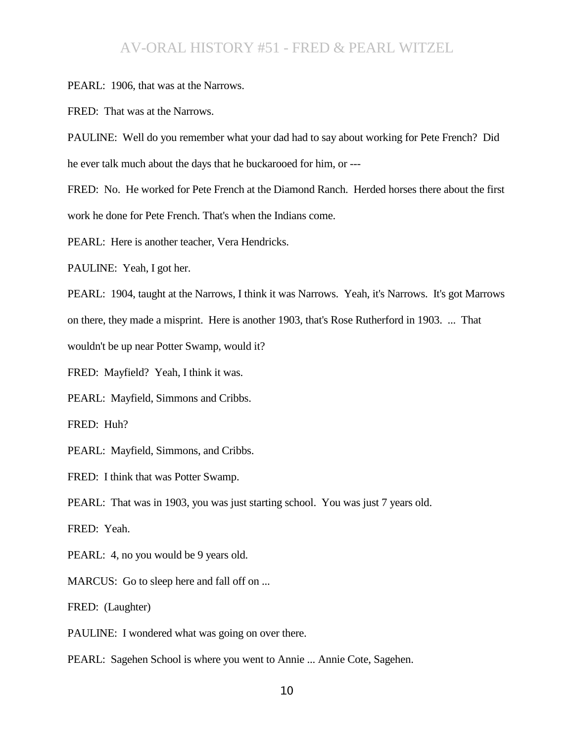PEARL: 1906, that was at the Narrows.

FRED: That was at the Narrows.

PAULINE: Well do you remember what your dad had to say about working for Pete French? Did he ever talk much about the days that he buckarooed for him, or ---

FRED: No. He worked for Pete French at the Diamond Ranch. Herded horses there about the first work he done for Pete French. That's when the Indians come.

PEARL: Here is another teacher, Vera Hendricks.

PAULINE: Yeah, I got her.

PEARL: 1904, taught at the Narrows, I think it was Narrows. Yeah, it's Narrows. It's got Marrows on there, they made a misprint. Here is another 1903, that's Rose Rutherford in 1903. ... That wouldn't be up near Potter Swamp, would it?

FRED: Mayfield? Yeah, I think it was.

PEARL: Mayfield, Simmons and Cribbs.

FRED: Huh?

PEARL: Mayfield, Simmons, and Cribbs.

FRED: I think that was Potter Swamp.

PEARL: That was in 1903, you was just starting school. You was just 7 years old.

FRED: Yeah.

PEARL: 4, no you would be 9 years old.

MARCUS: Go to sleep here and fall off on ...

FRED: (Laughter)

PAULINE: I wondered what was going on over there.

PEARL: Sagehen School is where you went to Annie ... Annie Cote, Sagehen.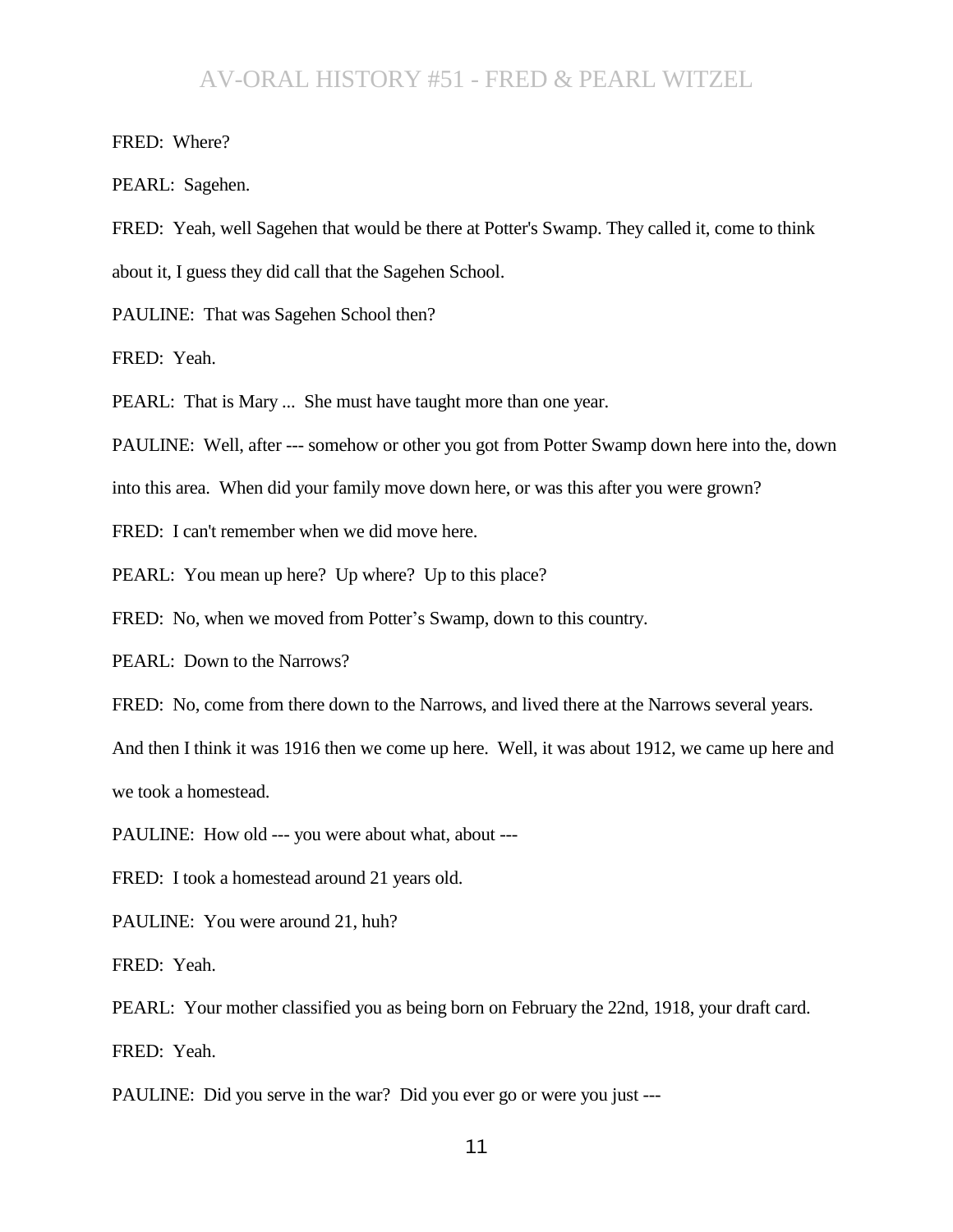FRED: Where?

PEARL: Sagehen.

FRED: Yeah, well Sagehen that would be there at Potter's Swamp. They called it, come to think about it, I guess they did call that the Sagehen School.

PAULINE: That was Sagehen School then?

FRED: Yeah.

PEARL: That is Mary ... She must have taught more than one year.

PAULINE: Well, after --- somehow or other you got from Potter Swamp down here into the, down into this area. When did your family move down here, or was this after you were grown?

FRED: I can't remember when we did move here.

PEARL: You mean up here? Up where? Up to this place?

FRED: No, when we moved from Potter's Swamp, down to this country.

PEARL: Down to the Narrows?

FRED: No, come from there down to the Narrows, and lived there at the Narrows several years. And then I think it was 1916 then we come up here. Well, it was about 1912, we came up here and we took a homestead.

PAULINE: How old --- you were about what, about ---

FRED: I took a homestead around 21 years old.

PAULINE: You were around 21, huh?

FRED: Yeah.

PEARL: Your mother classified you as being born on February the 22nd, 1918, your draft card.

FRED: Yeah.

PAULINE: Did you serve in the war? Did you ever go or were you just ---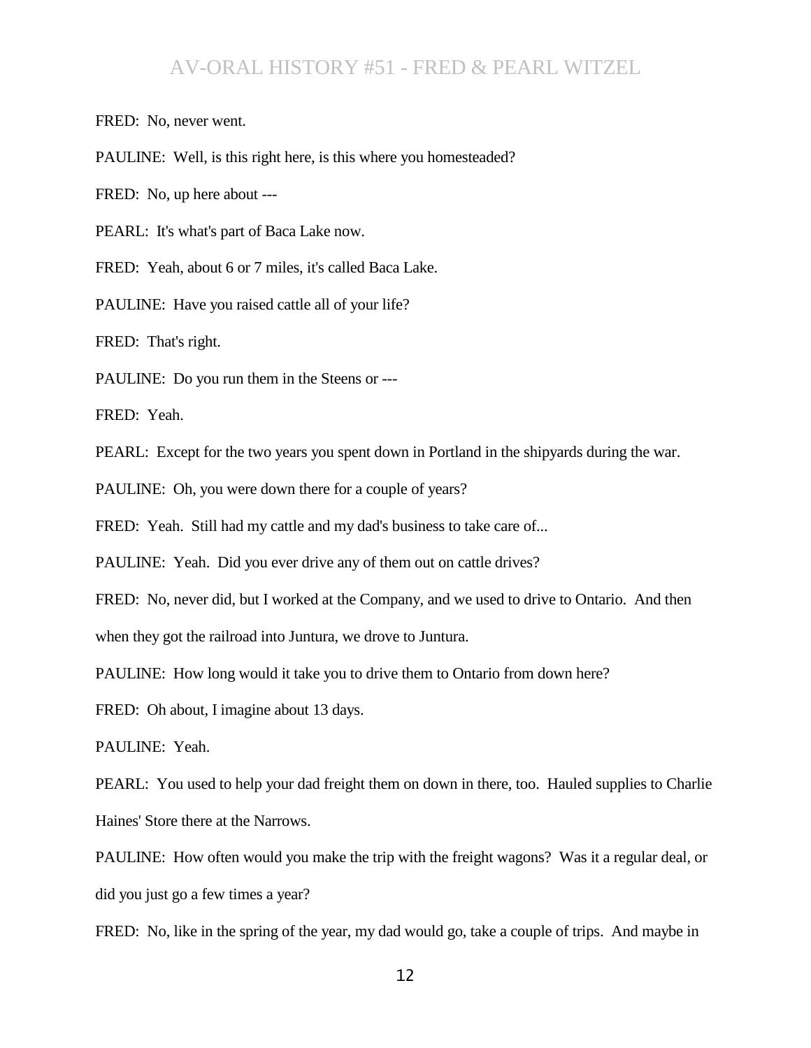FRED: No, never went.

PAULINE: Well, is this right here, is this where you homesteaded?

FRED: No, up here about ---

PEARL: It's what's part of Baca Lake now.

FRED: Yeah, about 6 or 7 miles, it's called Baca Lake.

PAULINE: Have you raised cattle all of your life?

FRED: That's right.

PAULINE: Do you run them in the Steens or ---

FRED: Yeah.

PEARL: Except for the two years you spent down in Portland in the shipyards during the war.

PAULINE: Oh, you were down there for a couple of years?

FRED: Yeah. Still had my cattle and my dad's business to take care of...

PAULINE: Yeah. Did you ever drive any of them out on cattle drives?

FRED: No, never did, but I worked at the Company, and we used to drive to Ontario. And then when they got the railroad into Juntura, we drove to Juntura.

PAULINE: How long would it take you to drive them to Ontario from down here?

FRED: Oh about, I imagine about 13 days.

PAULINE: Yeah.

PEARL: You used to help your dad freight them on down in there, too. Hauled supplies to Charlie Haines' Store there at the Narrows.

PAULINE: How often would you make the trip with the freight wagons? Was it a regular deal, or did you just go a few times a year?

FRED: No, like in the spring of the year, my dad would go, take a couple of trips. And maybe in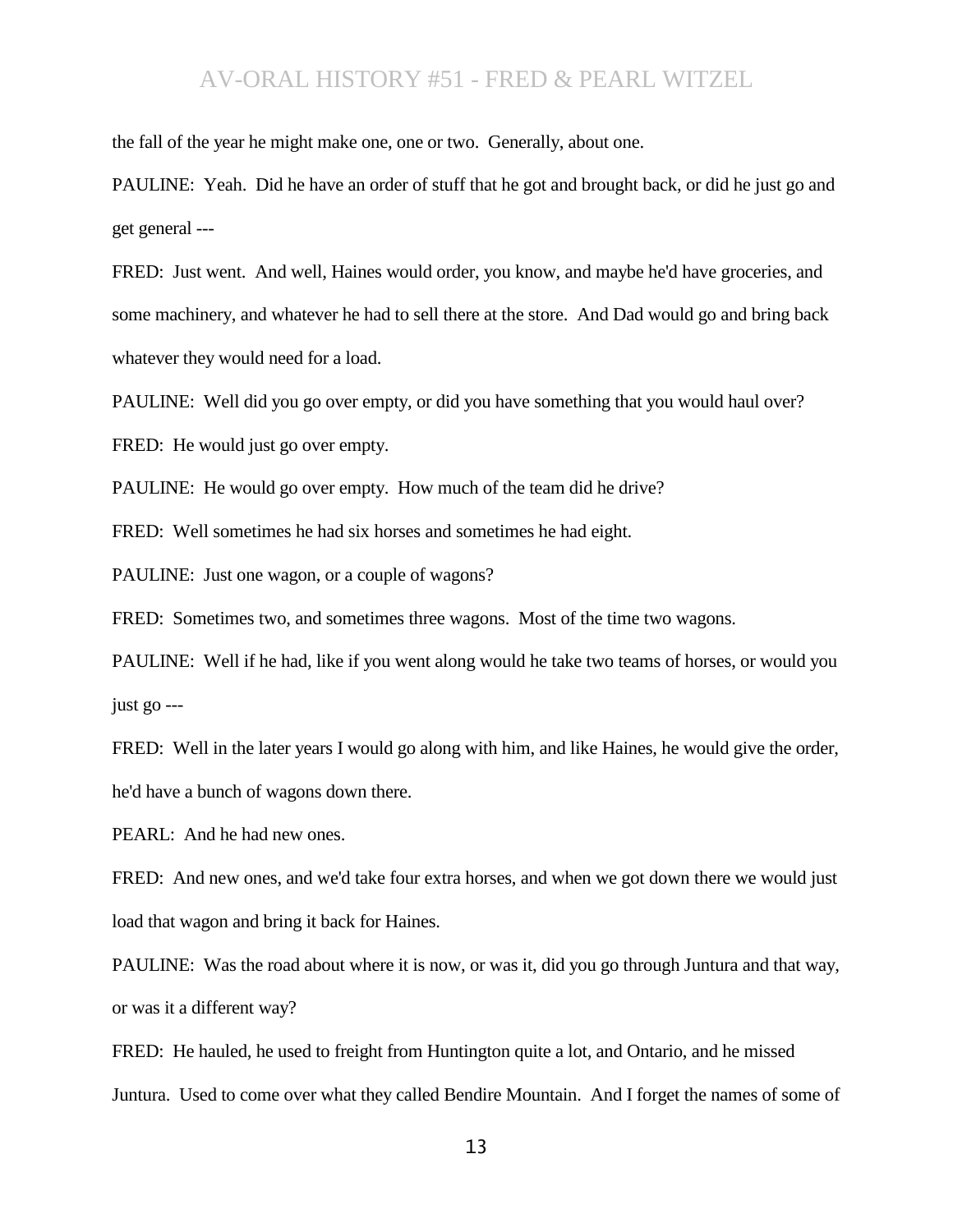the fall of the year he might make one, one or two.  Generally, about one.

PAULINE:  Yeah.  Did he have an order of stuff that he got and brought back, or did he just go and get general ---

FRED:  Just went.  And well, Haines would order, you know, and maybe he'd have groceries, and some machinery, and whatever he had to sell there at the store.  And Dad would go and bring back whatever they would need for a load.

PAULINE:  Well did you go over empty, or did you have something that you would haul over?

FRED:  He would just go over empty.

PAULINE:  He would go over empty.  How much of the team did he drive?

FRED:  Well sometimes he had six horses and sometimes he had eight.

PAULINE:  Just one wagon, or a couple of wagons?

FRED:  Sometimes two, and sometimes three wagons.  Most of the time two wagons.

PAULINE:  Well if he had, like if you went along would he take two teams of horses, or would you just go ---

FRED:  Well in the later years I would go along with him, and like Haines, he would give the order, he'd have a bunch of wagons down there.

PEARL:  And he had new ones.

FRED:  And new ones, and we'd take four extra horses, and when we got down there we would just load that wagon and bring it back for Haines.

PAULINE:  Was the road about where it is now, or was it, did you go through Juntura and that way, or was it a different way?

FRED:  He hauled, he used to freight from Huntington quite a lot, and Ontario, and he missed Juntura.  Used to come over what they called Bendire Mountain.  And I forget the names of some of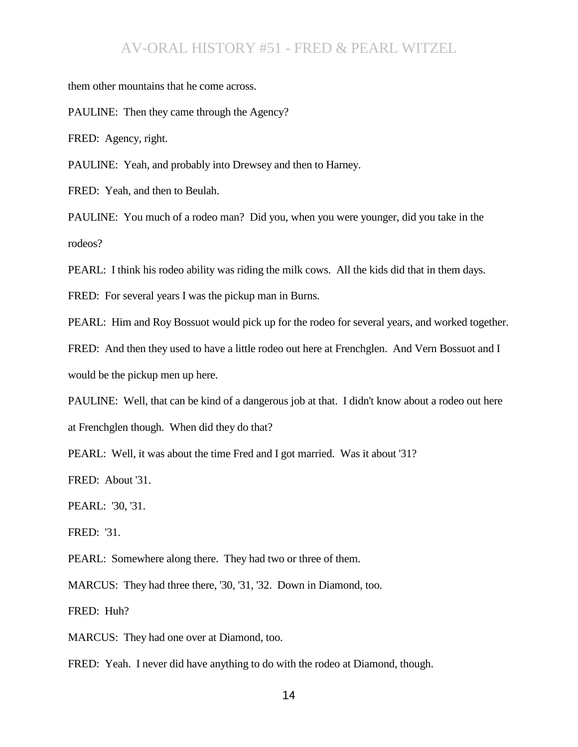them other mountains that he come across.

PAULINE: Then they came through the Agency?

FRED: Agency, right.

PAULINE: Yeah, and probably into Drewsey and then to Harney.

FRED: Yeah, and then to Beulah.

PAULINE: You much of a rodeo man? Did you, when you were younger, did you take in the rodeos?

PEARL: I think his rodeo ability was riding the milk cows. All the kids did that in them days.

FRED: For several years I was the pickup man in Burns.

PEARL: Him and Roy Bossuot would pick up for the rodeo for several years, and worked together.

FRED: And then they used to have a little rodeo out here at Frenchglen. And Vern Bossuot and I would be the pickup men up here.

PAULINE: Well, that can be kind of a dangerous job at that. I didn't know about a rodeo out here at Frenchglen though. When did they do that?

PEARL: Well, it was about the time Fred and I got married. Was it about '31?

FRED: About '31.

PEARL: '30, '31.

FRED: '31.

PEARL: Somewhere along there. They had two or three of them.

MARCUS: They had three there, '30, '31, '32. Down in Diamond, too.

FRED: Huh?

MARCUS: They had one over at Diamond, too.

FRED: Yeah. I never did have anything to do with the rodeo at Diamond, though.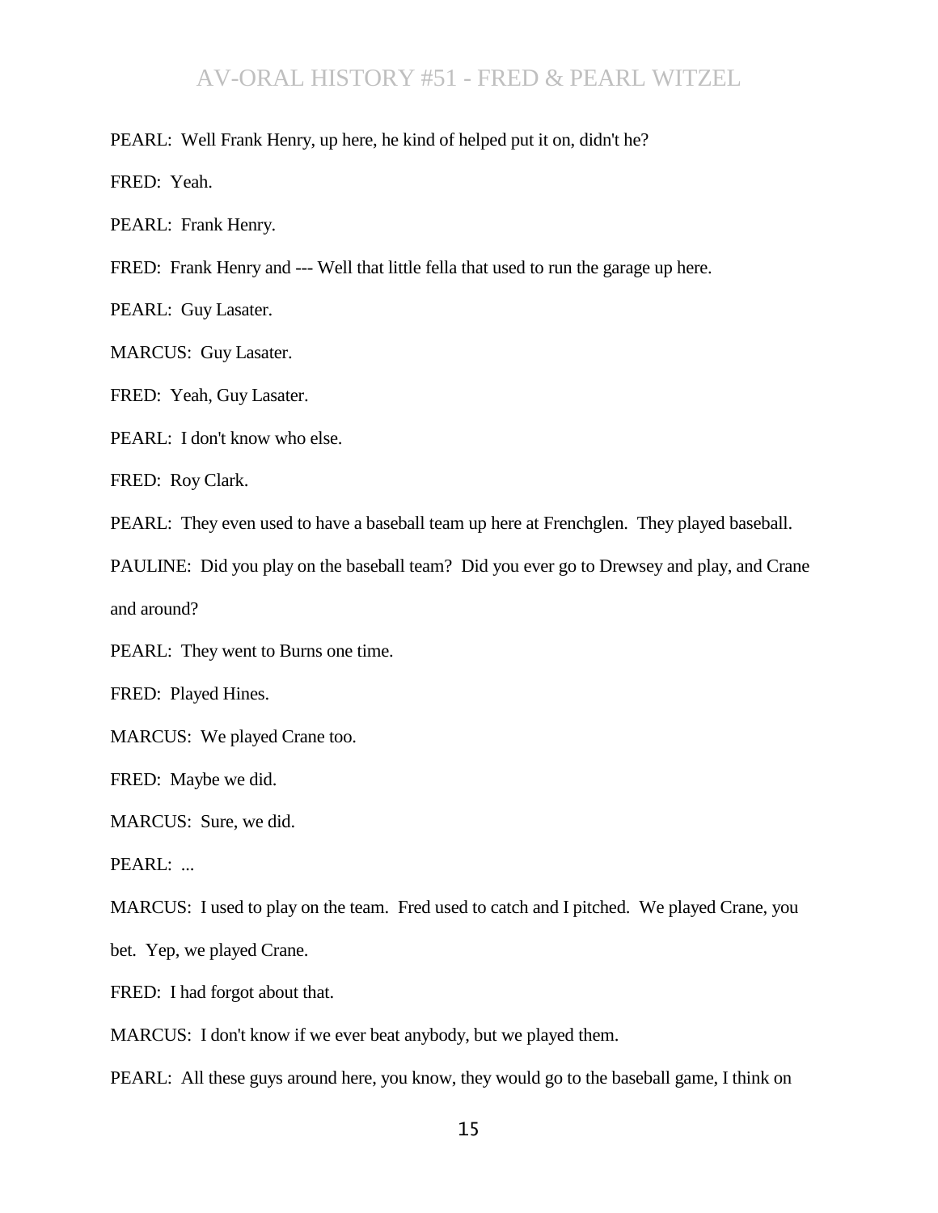PEARL: Well Frank Henry, up here, he kind of helped put it on, didn't he?

FRED: Yeah.

PEARL: Frank Henry.

FRED: Frank Henry and --- Well that little fella that used to run the garage up here.

PEARL: Guy Lasater.

MARCUS: Guy Lasater.

FRED: Yeah, Guy Lasater.

PEARL: I don't know who else.

FRED: Roy Clark.

PEARL: They even used to have a baseball team up here at Frenchglen. They played baseball.

PAULINE: Did you play on the baseball team? Did you ever go to Drewsey and play, and Crane and around?

PEARL: They went to Burns one time.

FRED: Played Hines.

MARCUS: We played Crane too.

FRED: Maybe we did.

MARCUS: Sure, we did.

PEARL: ...

MARCUS: I used to play on the team. Fred used to catch and I pitched. We played Crane, you bet. Yep, we played Crane.

FRED: I had forgot about that.

MARCUS: I don't know if we ever beat anybody, but we played them.

PEARL: All these guys around here, you know, they would go to the baseball game, I think on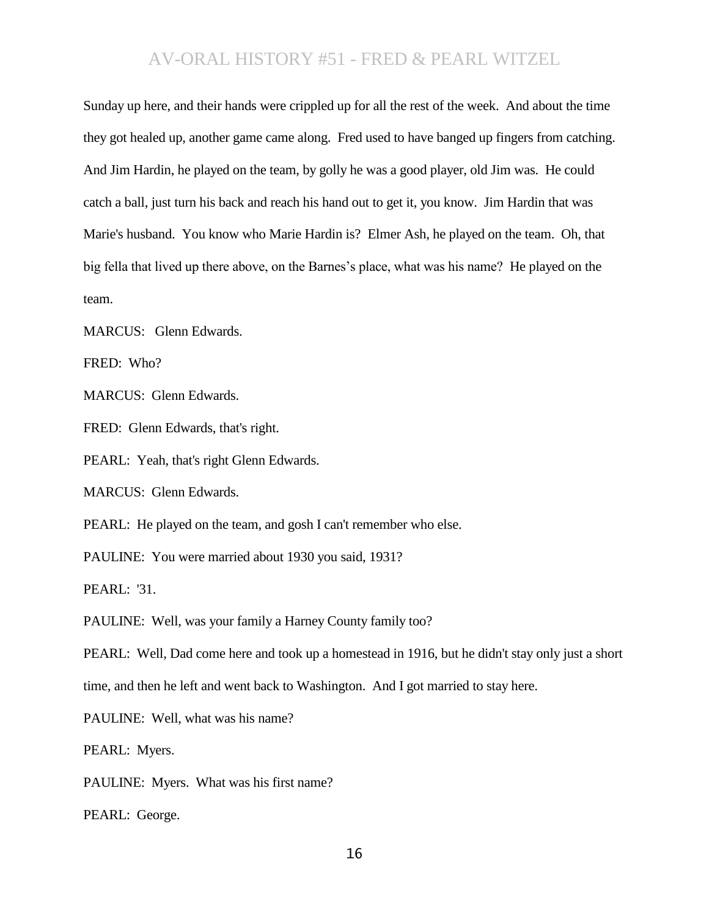Sunday up here, and their hands were crippled up for all the rest of the week. And about the time they got healed up, another game came along. Fred used to have banged up fingers from catching. And Jim Hardin, he played on the team, by golly he was a good player, old Jim was. He could catch a ball, just turn his back and reach his hand out to get it, you know. Jim Hardin that was Marie's husband. You know who Marie Hardin is? Elmer Ash, he played on the team. Oh, that big fella that lived up there above, on the Barnes's place, what was his name? He played on the team.

MARCUS: Glenn Edwards.

FRED: Who?

MARCUS: Glenn Edwards.

FRED: Glenn Edwards, that's right.

PEARL: Yeah, that's right Glenn Edwards.

MARCUS: Glenn Edwards.

PEARL: He played on the team, and gosh I can't remember who else.

PAULINE: You were married about 1930 you said, 1931?

PEARL: '31.

PAULINE: Well, was your family a Harney County family too?

PEARL: Well, Dad come here and took up a homestead in 1916, but he didn't stay only just a short time, and then he left and went back to Washington. And I got married to stay here.

PAULINE: Well, what was his name?

PEARL: Myers.

PAULINE: Myers. What was his first name?

PEARL: George.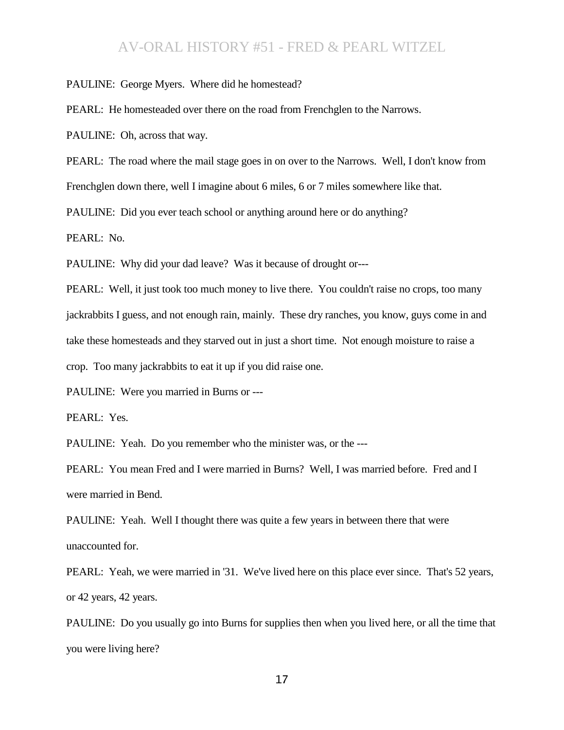PAULINE: George Myers. Where did he homestead?

PEARL: He homesteaded over there on the road from Frenchglen to the Narrows.

PAULINE: Oh, across that way.

PEARL: The road where the mail stage goes in on over to the Narrows. Well, I don't know from Frenchglen down there, well I imagine about 6 miles, 6 or 7 miles somewhere like that.

PAULINE: Did you ever teach school or anything around here or do anything?

PEARL: No.

PAULINE: Why did your dad leave? Was it because of drought or---

PEARL: Well, it just took too much money to live there. You couldn't raise no crops, too many jackrabbits I guess, and not enough rain, mainly. These dry ranches, you know, guys come in and take these homesteads and they starved out in just a short time. Not enough moisture to raise a crop. Too many jackrabbits to eat it up if you did raise one.

PAULINE: Were you married in Burns or ---

PEARL: Yes.

PAULINE: Yeah. Do you remember who the minister was, or the ---

PEARL: You mean Fred and I were married in Burns? Well, I was married before. Fred and I were married in Bend.

PAULINE: Yeah. Well I thought there was quite a few years in between there that were unaccounted for.

PEARL: Yeah, we were married in '31. We've lived here on this place ever since. That's 52 years, or 42 years, 42 years.

PAULINE: Do you usually go into Burns for supplies then when you lived here, or all the time that you were living here?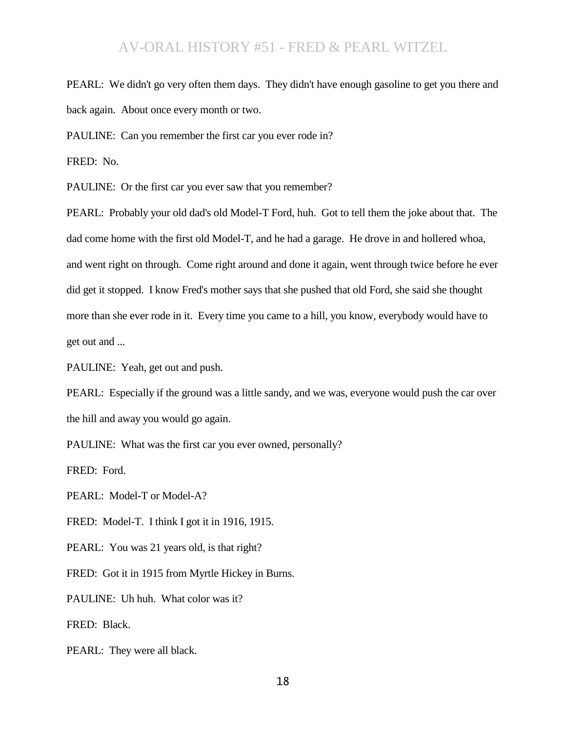PEARL: We didn't go very often them days. They didn't have enough gasoline to get you there and back again. About once every month or two.

PAULINE: Can you remember the first car you ever rode in?

FRED: No.

PAULINE: Or the first car you ever saw that you remember?

PEARL: Probably your old dad's old Model-T Ford, huh. Got to tell them the joke about that. The dad come home with the first old Model-T, and he had a garage. He drove in and hollered whoa, and went right on through. Come right around and done it again, went through twice before he ever did get it stopped. I know Fred's mother says that she pushed that old Ford, she said she thought more than she ever rode in it. Every time you came to a hill, you know, everybody would have to get out and ...

PAULINE: Yeah, get out and push.

PEARL: Especially if the ground was a little sandy, and we was, everyone would push the car over the hill and away you would go again.

PAULINE: What was the first car you ever owned, personally?

FRED: Ford.

PEARL: Model-T or Model-A?

FRED: Model-T. I think I got it in 1916, 1915.

PEARL: You was 21 years old, is that right?

FRED: Got it in 1915 from Myrtle Hickey in Burns.

PAULINE: Uh huh. What color was it?

FRED: Black.

PEARL: They were all black.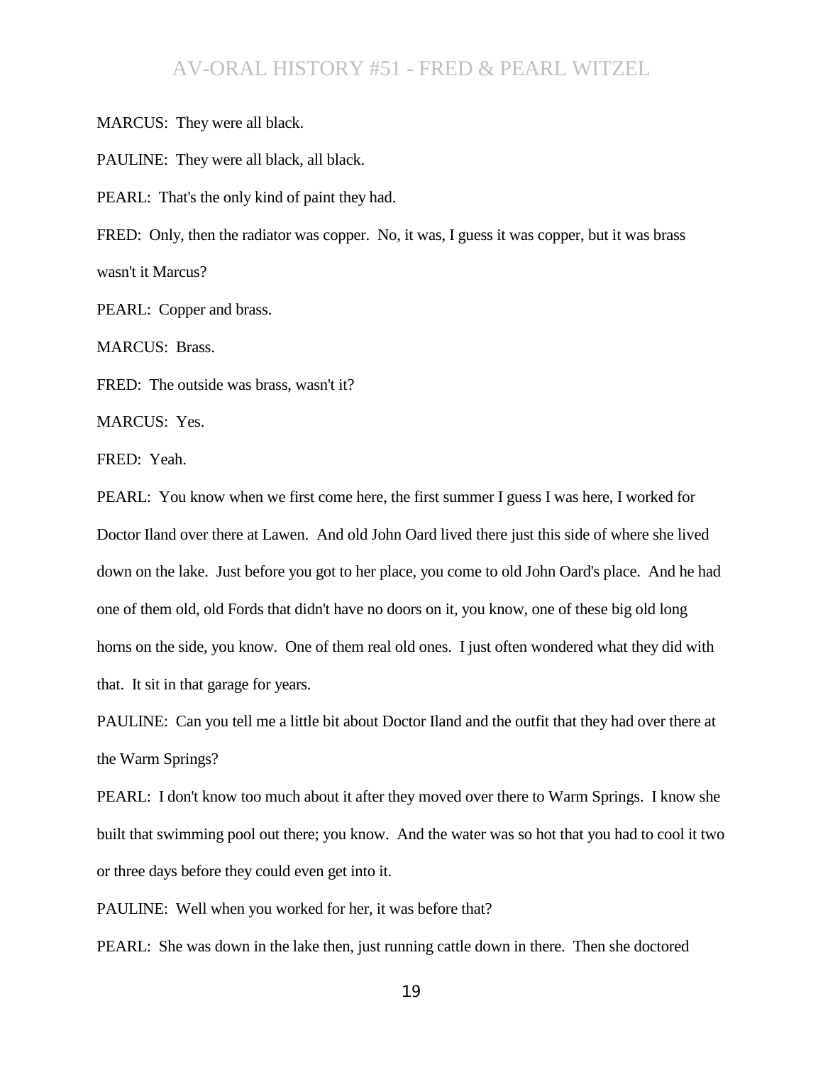MARCUS: They were all black.

PAULINE: They were all black, all black.

PEARL: That's the only kind of paint they had.

FRED: Only, then the radiator was copper. No, it was, I guess it was copper, but it was brass wasn't it Marcus?

PEARL: Copper and brass.

MARCUS: Brass.

FRED: The outside was brass, wasn't it?

MARCUS: Yes.

FRED: Yeah.

PEARL: You know when we first come here, the first summer I guess I was here, I worked for Doctor Iland over there at Lawen. And old John Oard lived there just this side of where she lived down on the lake. Just before you got to her place, you come to old John Oard's place. And he had one of them old, old Fords that didn't have no doors on it, you know, one of these big old long horns on the side, you know. One of them real old ones. I just often wondered what they did with that. It sit in that garage for years.

PAULINE: Can you tell me a little bit about Doctor Iland and the outfit that they had over there at the Warm Springs?

PEARL: I don't know too much about it after they moved over there to Warm Springs. I know she built that swimming pool out there; you know. And the water was so hot that you had to cool it two or three days before they could even get into it.

PAULINE: Well when you worked for her, it was before that?

PEARL: She was down in the lake then, just running cattle down in there. Then she doctored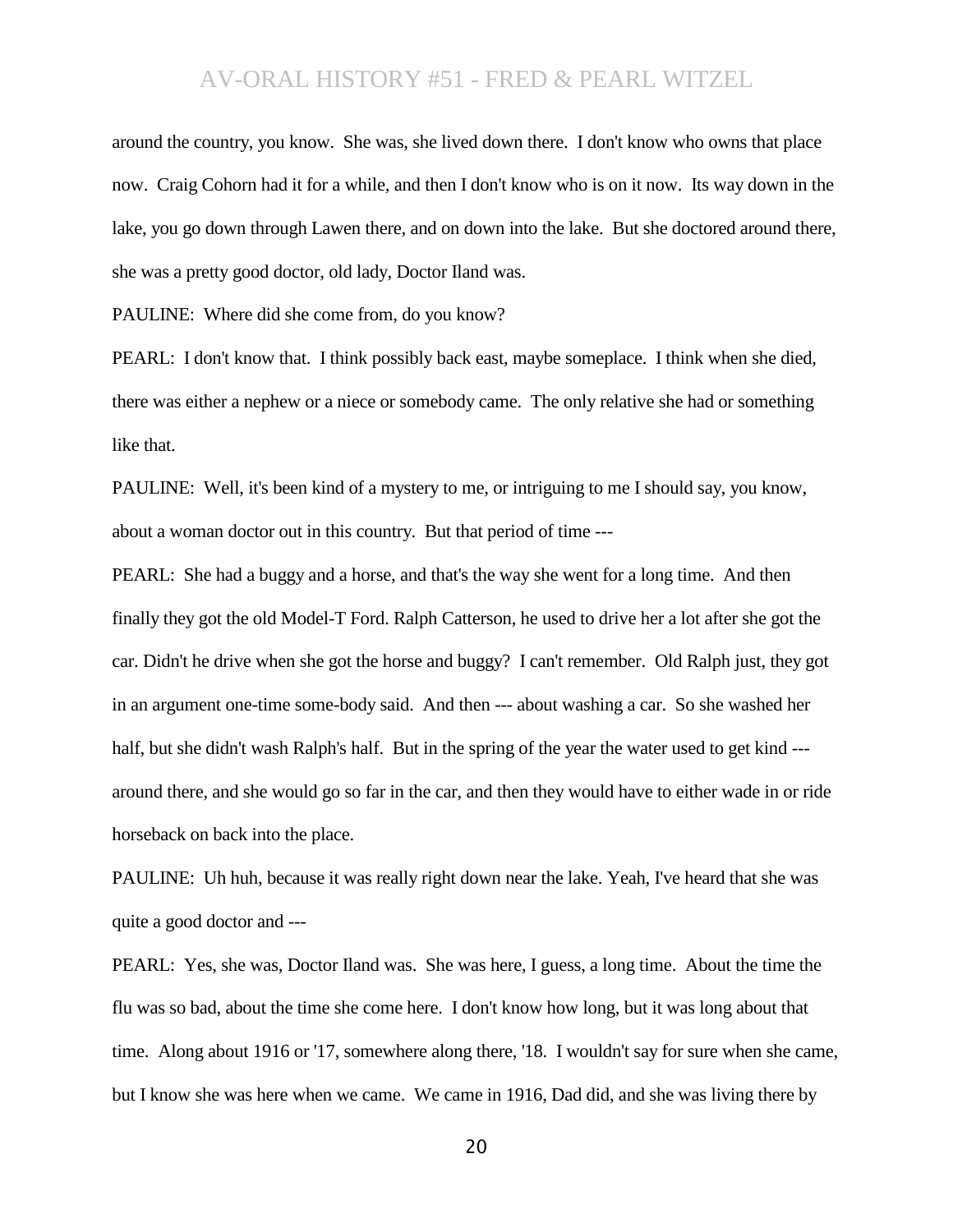around the country, you know. She was, she lived down there. I don't know who owns that place now. Craig Cohorn had it for a while, and then I don't know who is on it now. Its way down in the lake, you go down through Lawen there, and on down into the lake. But she doctored around there, she was a pretty good doctor, old lady, Doctor Iland was.

PAULINE: Where did she come from, do you know?

PEARL: I don't know that. I think possibly back east, maybe someplace. I think when she died, there was either a nephew or a niece or somebody came. The only relative she had or something like that.

PAULINE: Well, it's been kind of a mystery to me, or intriguing to me I should say, you know, about a woman doctor out in this country. But that period of time ---

PEARL: She had a buggy and a horse, and that's the way she went for a long time. And then finally they got the old Model-T Ford. Ralph Catterson, he used to drive her a lot after she got the car. Didn't he drive when she got the horse and buggy? I can't remember. Old Ralph just, they got in an argument one-time some-body said. And then --- about washing a car. So she washed her half, but she didn't wash Ralph's half. But in the spring of the year the water used to get kind --- around there, and she would go so far in the car, and then they would have to either wade in or ride horseback on back into the place.

PAULINE: Uh huh, because it was really right down near the lake. Yeah, I've heard that she was quite a good doctor and ---

PEARL: Yes, she was, Doctor Iland was. She was here, I guess, a long time. About the time the flu was so bad, about the time she come here. I don't know how long, but it was long about that time. Along about 1916 or '17, somewhere along there, '18. I wouldn't say for sure when she came, but I know she was here when we came. We came in 1916, Dad did, and she was living there by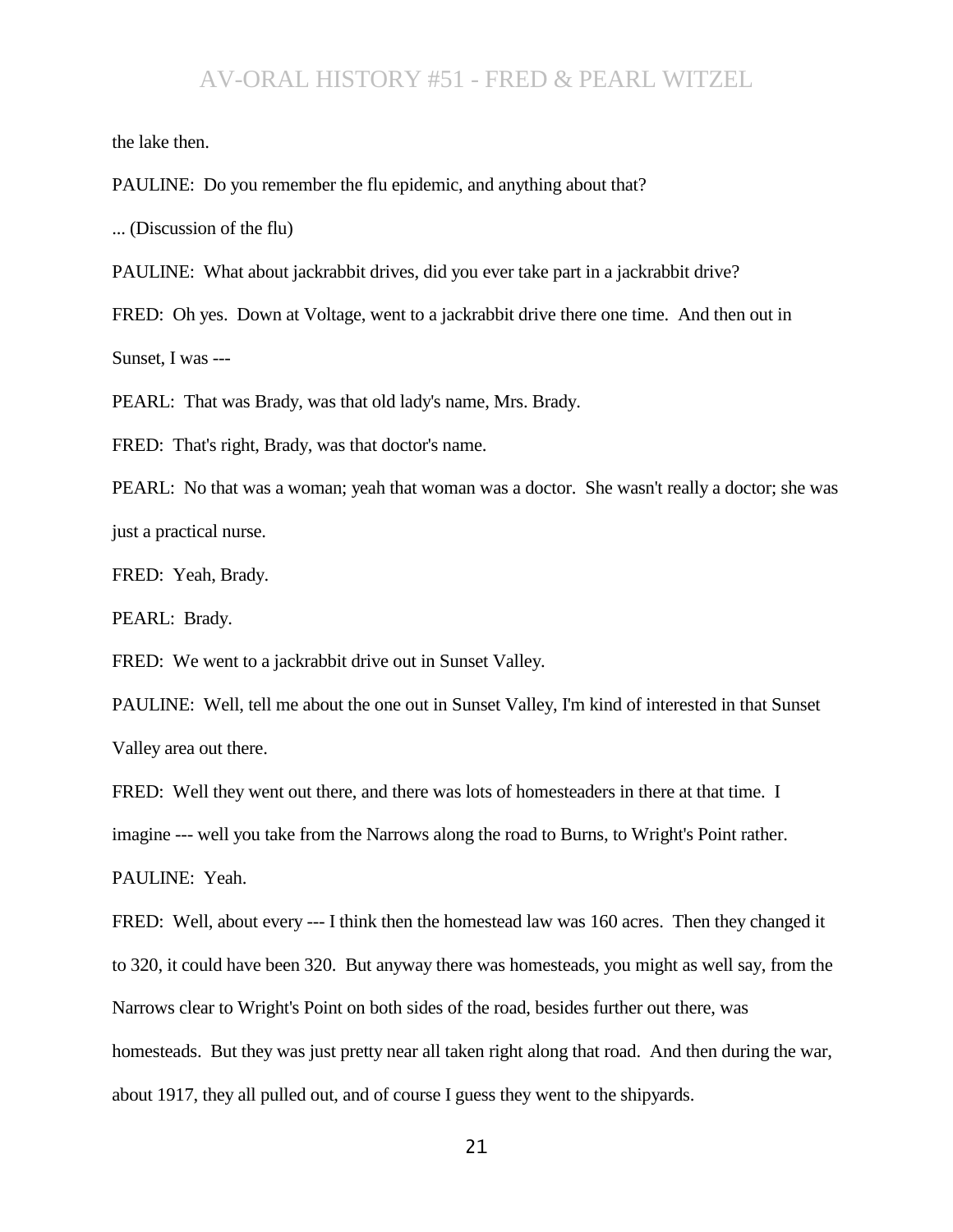the lake then.

PAULINE: Do you remember the flu epidemic, and anything about that?

... (Discussion of the flu)

PAULINE: What about jackrabbit drives, did you ever take part in a jackrabbit drive?

FRED: Oh yes. Down at Voltage, went to a jackrabbit drive there one time. And then out in Sunset, I was ---

PEARL: That was Brady, was that old lady's name, Mrs. Brady.

FRED: That's right, Brady, was that doctor's name.

PEARL: No that was a woman; yeah that woman was a doctor. She wasn't really a doctor; she was just a practical nurse.

FRED: Yeah, Brady.

PEARL: Brady.

FRED: We went to a jackrabbit drive out in Sunset Valley.

PAULINE: Well, tell me about the one out in Sunset Valley, I'm kind of interested in that Sunset Valley area out there.

FRED: Well they went out there, and there was lots of homesteaders in there at that time. I imagine --- well you take from the Narrows along the road to Burns, to Wright's Point rather.

PAULINE: Yeah.

FRED: Well, about every --- I think then the homestead law was 160 acres. Then they changed it to 320, it could have been 320. But anyway there was homesteads, you might as well say, from the Narrows clear to Wright's Point on both sides of the road, besides further out there, was homesteads. But they was just pretty near all taken right along that road. And then during the war, about 1917, they all pulled out, and of course I guess they went to the shipyards.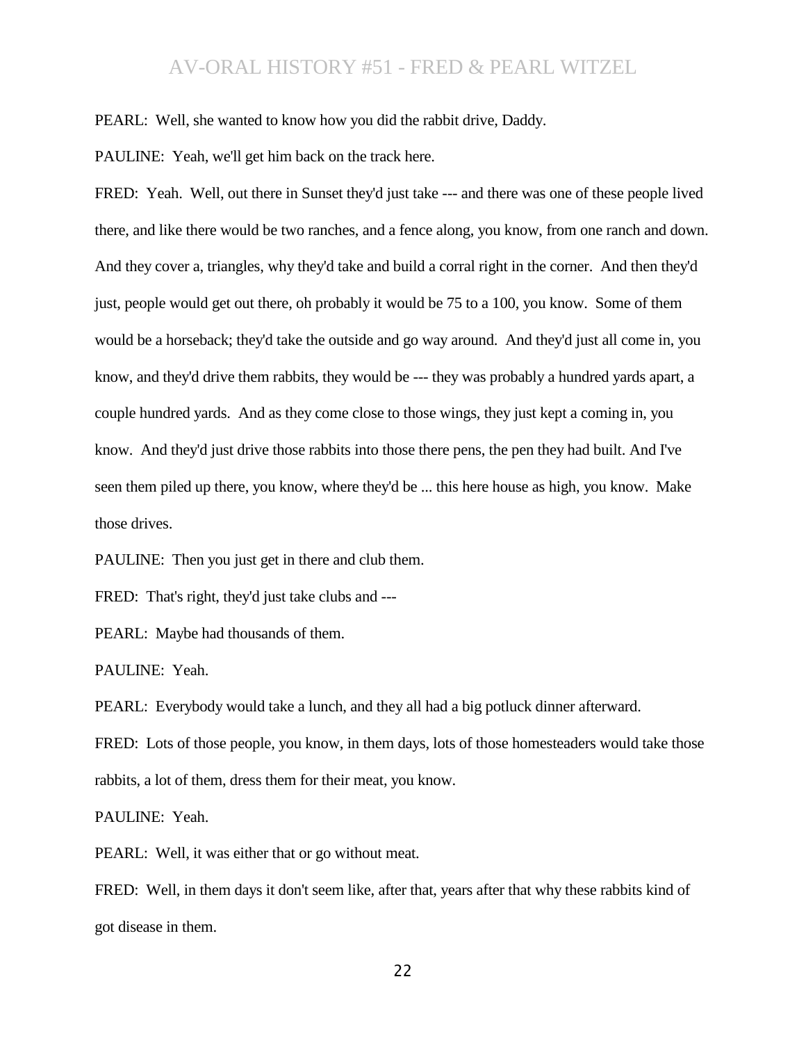PEARL: Well, she wanted to know how you did the rabbit drive, Daddy.

PAULINE: Yeah, we'll get him back on the track here.

FRED: Yeah. Well, out there in Sunset they'd just take --- and there was one of these people lived there, and like there would be two ranches, and a fence along, you know, from one ranch and down. And they cover a, triangles, why they'd take and build a corral right in the corner. And then they'd just, people would get out there, oh probably it would be 75 to a 100, you know. Some of them would be a horseback; they'd take the outside and go way around. And they'd just all come in, you know, and they'd drive them rabbits, they would be --- they was probably a hundred yards apart, a couple hundred yards. And as they come close to those wings, they just kept a coming in, you know. And they'd just drive those rabbits into those there pens, the pen they had built. And I've seen them piled up there, you know, where they'd be ... this here house as high, you know. Make those drives.

PAULINE: Then you just get in there and club them.

FRED: That's right, they'd just take clubs and ---

PEARL: Maybe had thousands of them.

PAULINE: Yeah.

PEARL: Everybody would take a lunch, and they all had a big potluck dinner afterward.

FRED: Lots of those people, you know, in them days, lots of those homesteaders would take those rabbits, a lot of them, dress them for their meat, you know.

PAULINE: Yeah.

PEARL: Well, it was either that or go without meat.

FRED: Well, in them days it don't seem like, after that, years after that why these rabbits kind of got disease in them.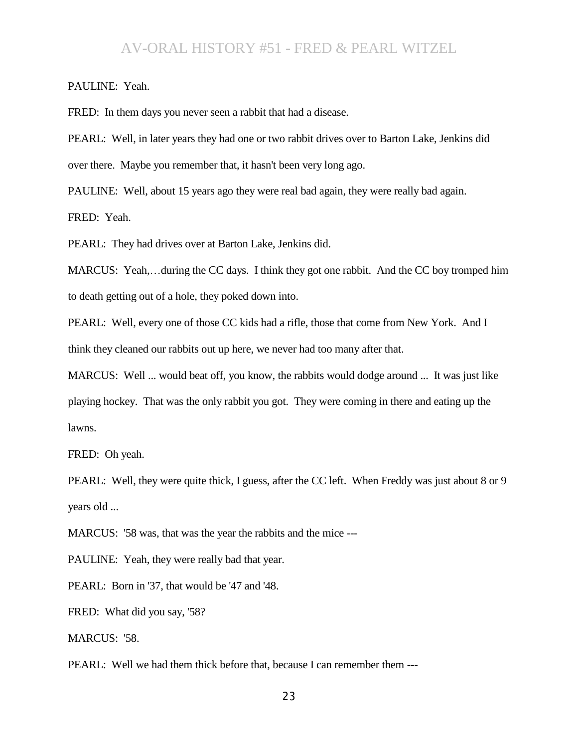PAULINE: Yeah.

FRED: In them days you never seen a rabbit that had a disease.

PEARL: Well, in later years they had one or two rabbit drives over to Barton Lake, Jenkins did over there. Maybe you remember that, it hasn't been very long ago.

PAULINE: Well, about 15 years ago they were real bad again, they were really bad again.

FRED: Yeah.

PEARL: They had drives over at Barton Lake, Jenkins did.

MARCUS: Yeah,…during the CC days. I think they got one rabbit. And the CC boy tromped him to death getting out of a hole, they poked down into.

PEARL: Well, every one of those CC kids had a rifle, those that come from New York. And I think they cleaned our rabbits out up here, we never had too many after that.

MARCUS: Well ... would beat off, you know, the rabbits would dodge around ... It was just like playing hockey. That was the only rabbit you got. They were coming in there and eating up the lawns.

FRED: Oh yeah.

PEARL: Well, they were quite thick, I guess, after the CC left. When Freddy was just about 8 or 9 years old ...

MARCUS: '58 was, that was the year the rabbits and the mice ---

PAULINE: Yeah, they were really bad that year.

PEARL: Born in '37, that would be '47 and '48.

FRED: What did you say, '58?

MARCUS: '58.

PEARL: Well we had them thick before that, because I can remember them ---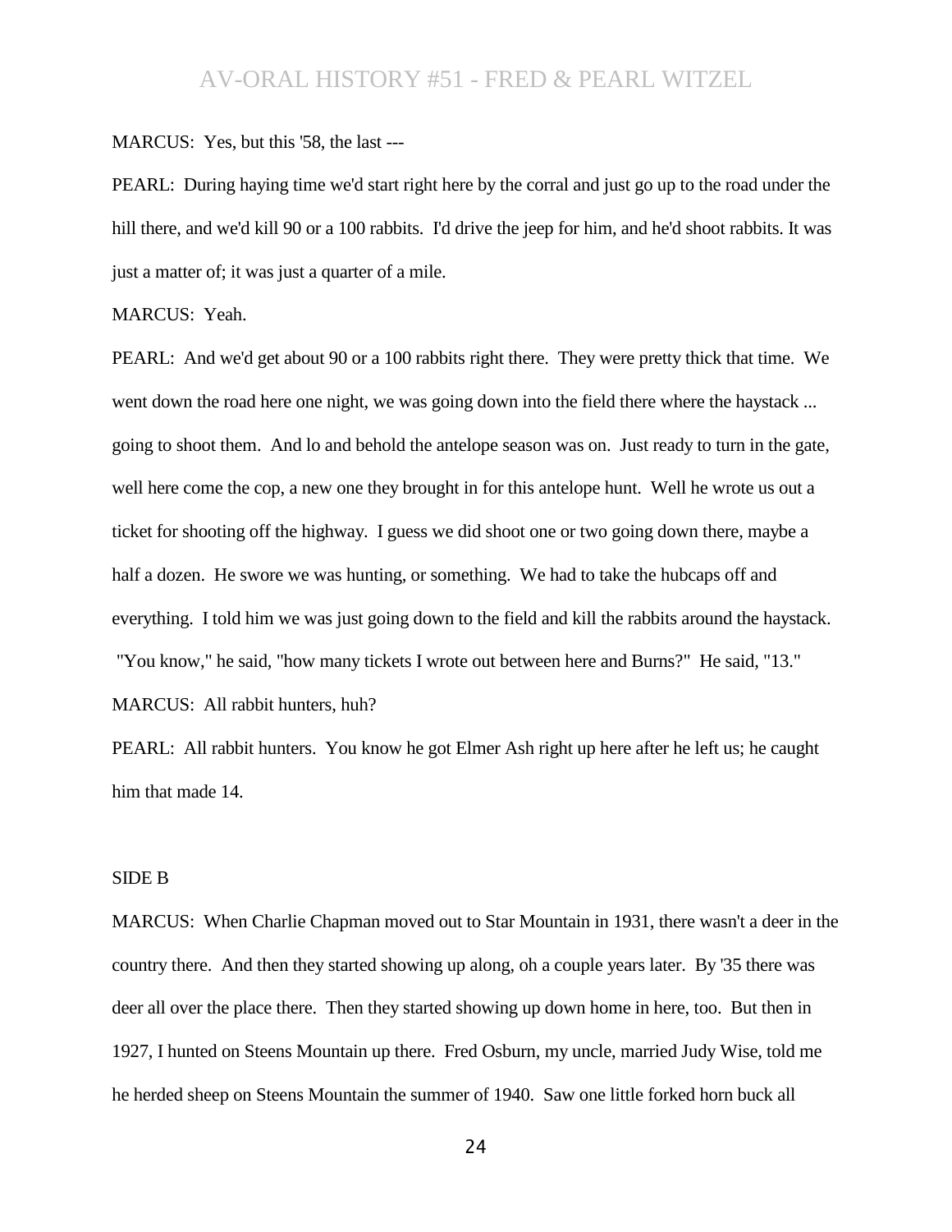MARCUS: Yes, but this '58, the last ---

PEARL: During haying time we'd start right here by the corral and just go up to the road under the hill there, and we'd kill 90 or a 100 rabbits. I'd drive the jeep for him, and he'd shoot rabbits. It was just a matter of; it was just a quarter of a mile.

MARCUS: Yeah.

PEARL: And we'd get about 90 or a 100 rabbits right there. They were pretty thick that time. We went down the road here one night, we was going down into the field there where the haystack ... going to shoot them. And lo and behold the antelope season was on. Just ready to turn in the gate, well here come the cop, a new one they brought in for this antelope hunt. Well he wrote us out a ticket for shooting off the highway. I guess we did shoot one or two going down there, maybe a half a dozen. He swore we was hunting, or something. We had to take the hubcaps off and everything. I told him we was just going down to the field and kill the rabbits around the haystack. "You know," he said, "how many tickets I wrote out between here and Burns?" He said, "13."

MARCUS: All rabbit hunters, huh?

PEARL: All rabbit hunters. You know he got Elmer Ash right up here after he left us; he caught him that made 14.

SIDE B

MARCUS: When Charlie Chapman moved out to Star Mountain in 1931, there wasn't a deer in the country there. And then they started showing up along, oh a couple years later. By '35 there was deer all over the place there. Then they started showing up down home in here, too. But then in 1927, I hunted on Steens Mountain up there. Fred Osburn, my uncle, married Judy Wise, told me he herded sheep on Steens Mountain the summer of 1940. Saw one little forked horn buck all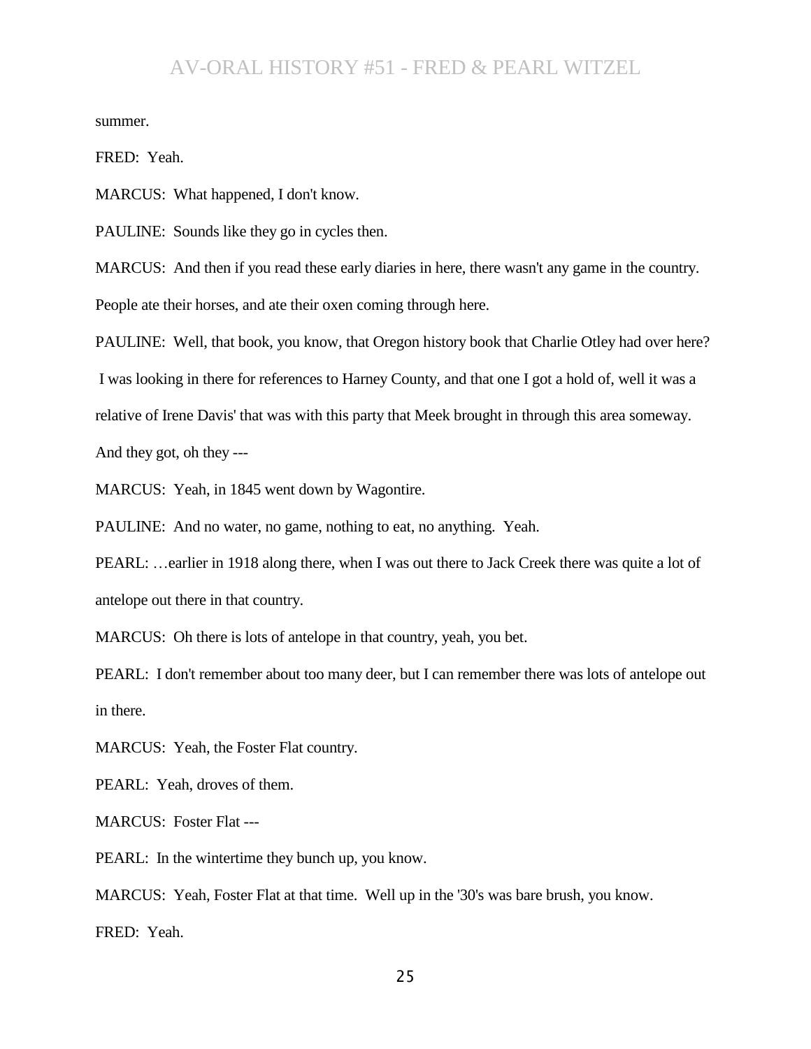summer.

FRED: Yeah.

MARCUS: What happened, I don't know.

PAULINE: Sounds like they go in cycles then.

MARCUS: And then if you read these early diaries in here, there wasn't any game in the country. People ate their horses, and ate their oxen coming through here.

PAULINE: Well, that book, you know, that Oregon history book that Charlie Otley had over here? I was looking in there for references to Harney County, and that one I got a hold of, well it was a relative of Irene Davis' that was with this party that Meek brought in through this area someway. And they got, oh they ---

MARCUS: Yeah, in 1845 went down by Wagontire.

PAULINE: And no water, no game, nothing to eat, no anything. Yeah.

PEARL: …earlier in 1918 along there, when I was out there to Jack Creek there was quite a lot of antelope out there in that country.

MARCUS: Oh there is lots of antelope in that country, yeah, you bet.

PEARL: I don't remember about too many deer, but I can remember there was lots of antelope out in there.

MARCUS: Yeah, the Foster Flat country.

PEARL: Yeah, droves of them.

MARCUS: Foster Flat ---

PEARL: In the wintertime they bunch up, you know.

MARCUS: Yeah, Foster Flat at that time. Well up in the '30's was bare brush, you know.

FRED: Yeah.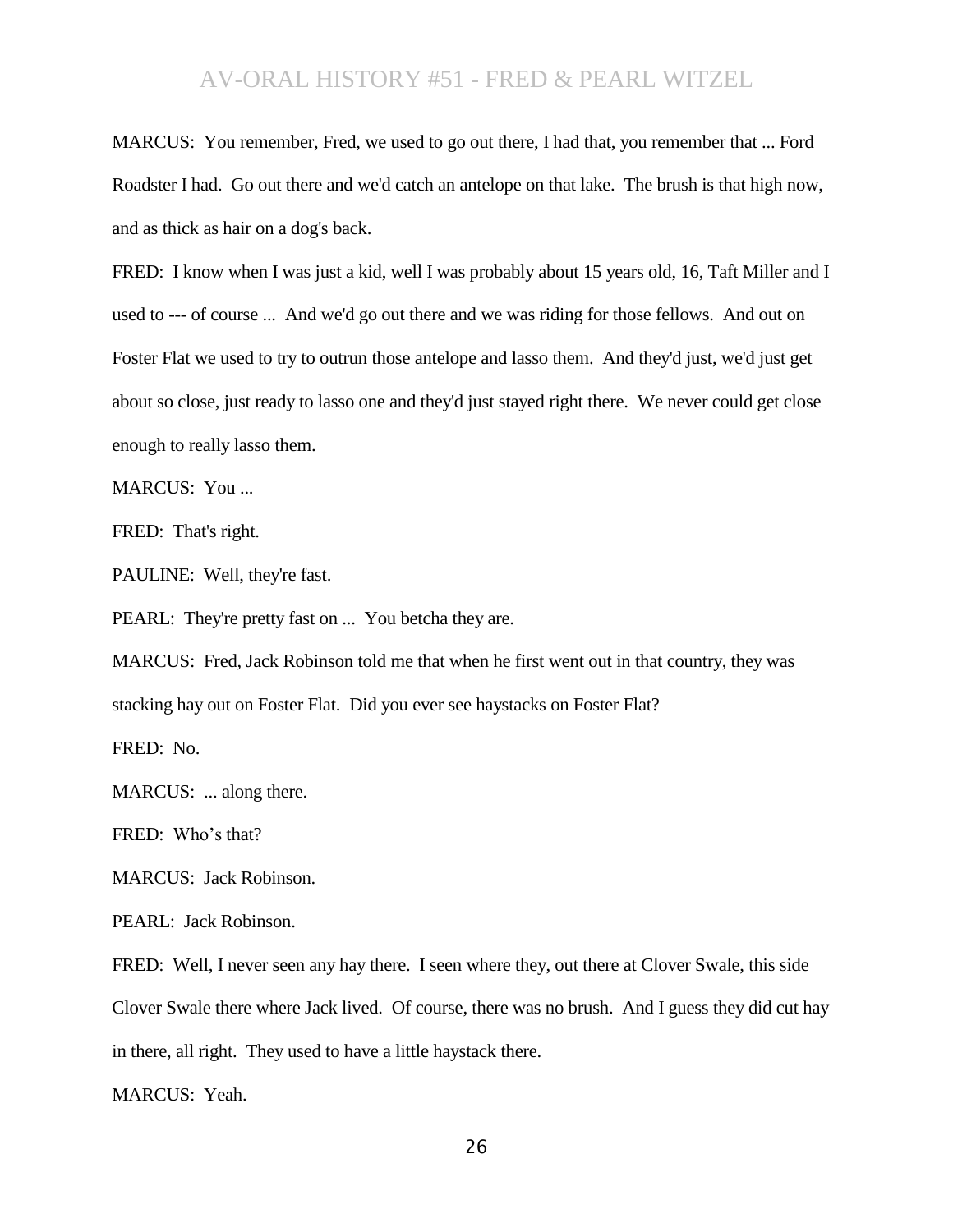MARCUS: You remember, Fred, we used to go out there, I had that, you remember that ... Ford Roadster I had. Go out there and we'd catch an antelope on that lake. The brush is that high now, and as thick as hair on a dog's back.

FRED: I know when I was just a kid, well I was probably about 15 years old, 16, Taft Miller and I used to --- of course ... And we'd go out there and we was riding for those fellows. And out on Foster Flat we used to try to outrun those antelope and lasso them. And they'd just, we'd just get about so close, just ready to lasso one and they'd just stayed right there. We never could get close enough to really lasso them.

MARCUS: You ...

FRED: That's right.

PAULINE: Well, they're fast.

PEARL: They're pretty fast on ... You betcha they are.

MARCUS: Fred, Jack Robinson told me that when he first went out in that country, they was stacking hay out on Foster Flat. Did you ever see haystacks on Foster Flat?

FRED: No.

MARCUS: ... along there.

FRED: Who’s that?

MARCUS: Jack Robinson.

PEARL: Jack Robinson.

FRED: Well, I never seen any hay there. I seen where they, out there at Clover Swale, this side Clover Swale there where Jack lived. Of course, there was no brush. And I guess they did cut hay in there, all right. They used to have a little haystack there.

MARCUS: Yeah.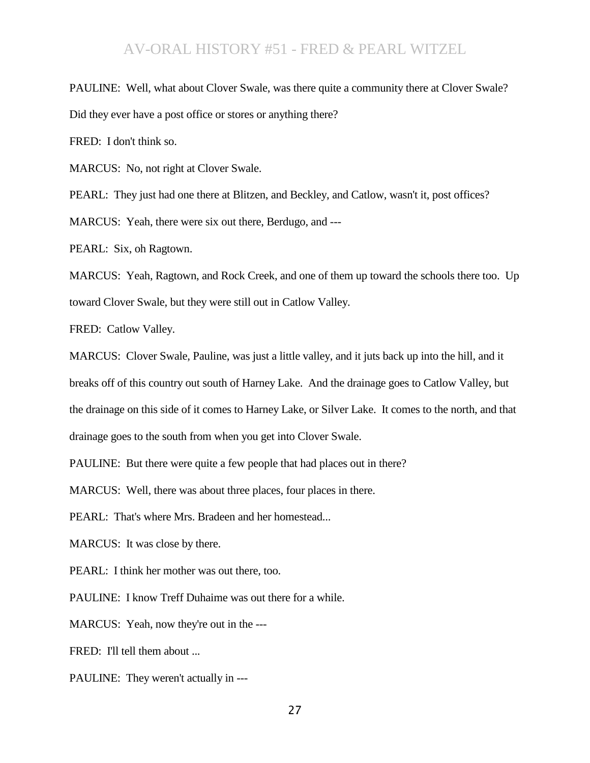PAULINE: Well, what about Clover Swale, was there quite a community there at Clover Swale? Did they ever have a post office or stores or anything there?

FRED: I don't think so.

MARCUS: No, not right at Clover Swale.

PEARL: They just had one there at Blitzen, and Beckley, and Catlow, wasn't it, post offices?

MARCUS: Yeah, there were six out there, Berdugo, and ---

PEARL: Six, oh Ragtown.

MARCUS: Yeah, Ragtown, and Rock Creek, and one of them up toward the schools there too. Up toward Clover Swale, but they were still out in Catlow Valley.

FRED: Catlow Valley.

MARCUS: Clover Swale, Pauline, was just a little valley, and it juts back up into the hill, and it breaks off of this country out south of Harney Lake. And the drainage goes to Catlow Valley, but the drainage on this side of it comes to Harney Lake, or Silver Lake. It comes to the north, and that drainage goes to the south from when you get into Clover Swale.

PAULINE: But there were quite a few people that had places out in there?

MARCUS: Well, there was about three places, four places in there.

PEARL: That's where Mrs. Bradeen and her homestead...

MARCUS: It was close by there.

PEARL: I think her mother was out there, too.

PAULINE: I know Treff Duhaime was out there for a while.

MARCUS: Yeah, now they're out in the ---

FRED: I'll tell them about ...

PAULINE: They weren't actually in ---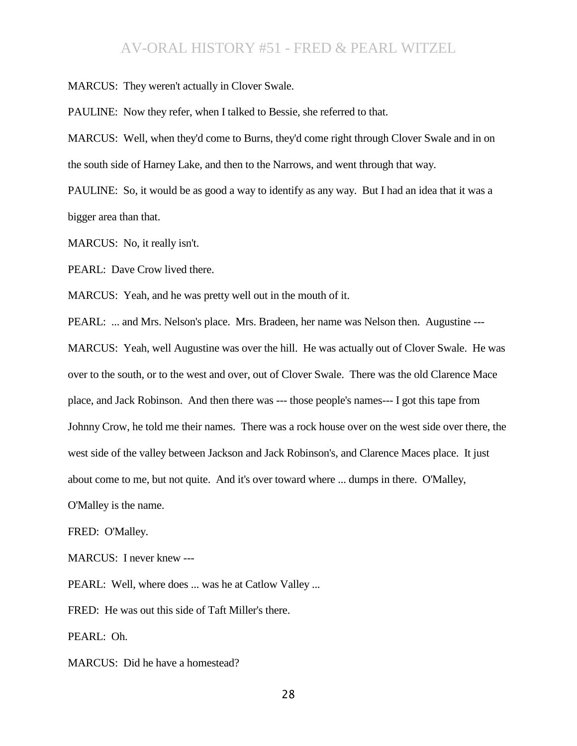MARCUS: They weren't actually in Clover Swale.

PAULINE: Now they refer, when I talked to Bessie, she referred to that.

MARCUS: Well, when they'd come to Burns, they'd come right through Clover Swale and in on the south side of Harney Lake, and then to the Narrows, and went through that way.

PAULINE: So, it would be as good a way to identify as any way. But I had an idea that it was a bigger area than that.

MARCUS: No, it really isn't.

PEARL: Dave Crow lived there.

MARCUS: Yeah, and he was pretty well out in the mouth of it.

PEARL: ... and Mrs. Nelson's place. Mrs. Bradeen, her name was Nelson then. Augustine ---

MARCUS: Yeah, well Augustine was over the hill. He was actually out of Clover Swale. He was over to the south, or to the west and over, out of Clover Swale. There was the old Clarence Mace place, and Jack Robinson. And then there was --- those people's names--- I got this tape from Johnny Crow, he told me their names. There was a rock house over on the west side over there, the west side of the valley between Jackson and Jack Robinson's, and Clarence Maces place. It just about come to me, but not quite. And it's over toward where ... dumps in there. O'Malley, O'Malley is the name.

FRED: O'Malley.

MARCUS: I never knew ---

PEARL: Well, where does ... was he at Catlow Valley ...

FRED: He was out this side of Taft Miller's there.

PEARL: Oh.

MARCUS: Did he have a homestead?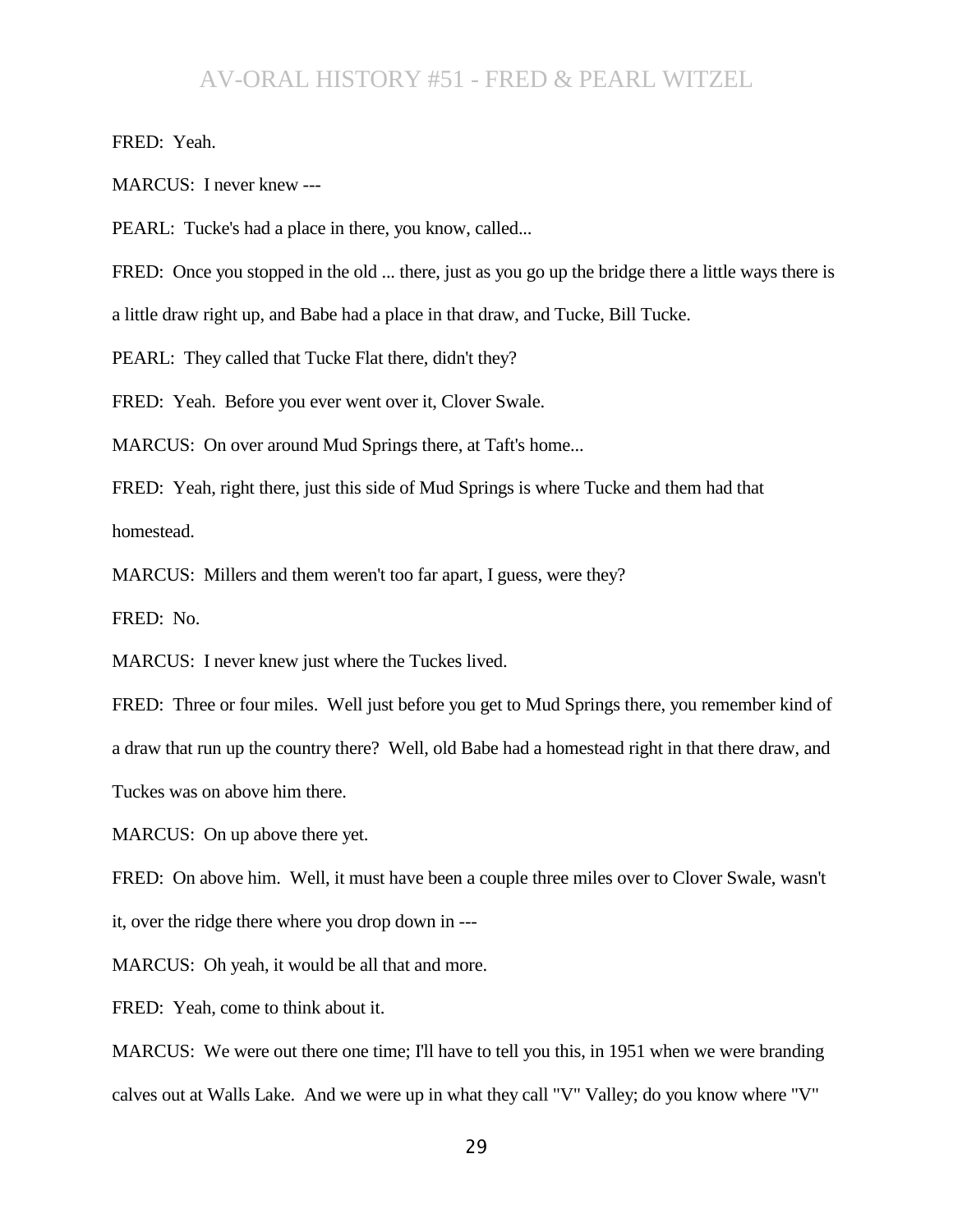FRED: Yeah.

MARCUS: I never knew ---

PEARL: Tucke's had a place in there, you know, called...

FRED: Once you stopped in the old ... there, just as you go up the bridge there a little ways there is a little draw right up, and Babe had a place in that draw, and Tucke, Bill Tucke.

PEARL: They called that Tucke Flat there, didn't they?

FRED: Yeah. Before you ever went over it, Clover Swale.

MARCUS: On over around Mud Springs there, at Taft's home...

FRED: Yeah, right there, just this side of Mud Springs is where Tucke and them had that homestead.

MARCUS: Millers and them weren't too far apart, I guess, were they?

FRED: No.

MARCUS: I never knew just where the Tuckes lived.

FRED: Three or four miles. Well just before you get to Mud Springs there, you remember kind of a draw that run up the country there? Well, old Babe had a homestead right in that there draw, and Tuckes was on above him there.

MARCUS: On up above there yet.

FRED: On above him. Well, it must have been a couple three miles over to Clover Swale, wasn't it, over the ridge there where you drop down in ---

MARCUS: Oh yeah, it would be all that and more.

FRED: Yeah, come to think about it.

MARCUS: We were out there one time; I'll have to tell you this, in 1951 when we were branding calves out at Walls Lake. And we were up in what they call "V" Valley; do you know where "V"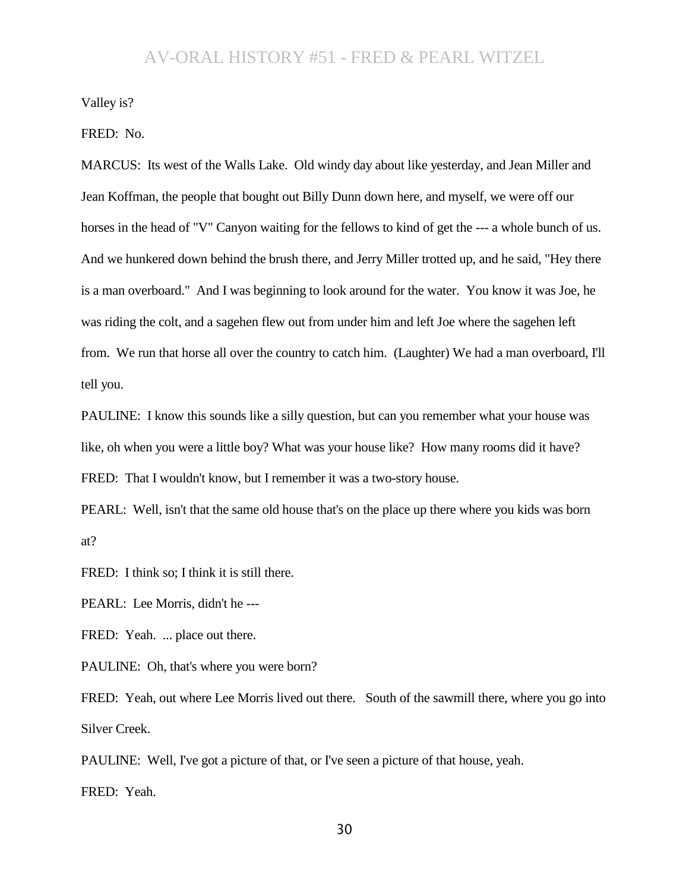Valley is?

FRED: No.

MARCUS: Its west of the Walls Lake. Old windy day about like yesterday, and Jean Miller and Jean Koffman, the people that bought out Billy Dunn down here, and myself, we were off our horses in the head of "V" Canyon waiting for the fellows to kind of get the --- a whole bunch of us. And we hunkered down behind the brush there, and Jerry Miller trotted up, and he said, "Hey there is a man overboard." And I was beginning to look around for the water. You know it was Joe, he was riding the colt, and a sagehen flew out from under him and left Joe where the sagehen left from. We run that horse all over the country to catch him. (Laughter) We had a man overboard, I'll tell you.

PAULINE: I know this sounds like a silly question, but can you remember what your house was like, oh when you were a little boy? What was your house like? How many rooms did it have?

FRED: That I wouldn't know, but I remember it was a two-story house.

PEARL: Well, isn't that the same old house that's on the place up there where you kids was born at?

FRED: I think so; I think it is still there.

PEARL: Lee Morris, didn't he ---

FRED: Yeah. ... place out there.

PAULINE: Oh, that's where you were born?

FRED: Yeah, out where Lee Morris lived out there. South of the sawmill there, where you go into Silver Creek.

PAULINE: Well, I've got a picture of that, or I've seen a picture of that house, yeah.

FRED: Yeah.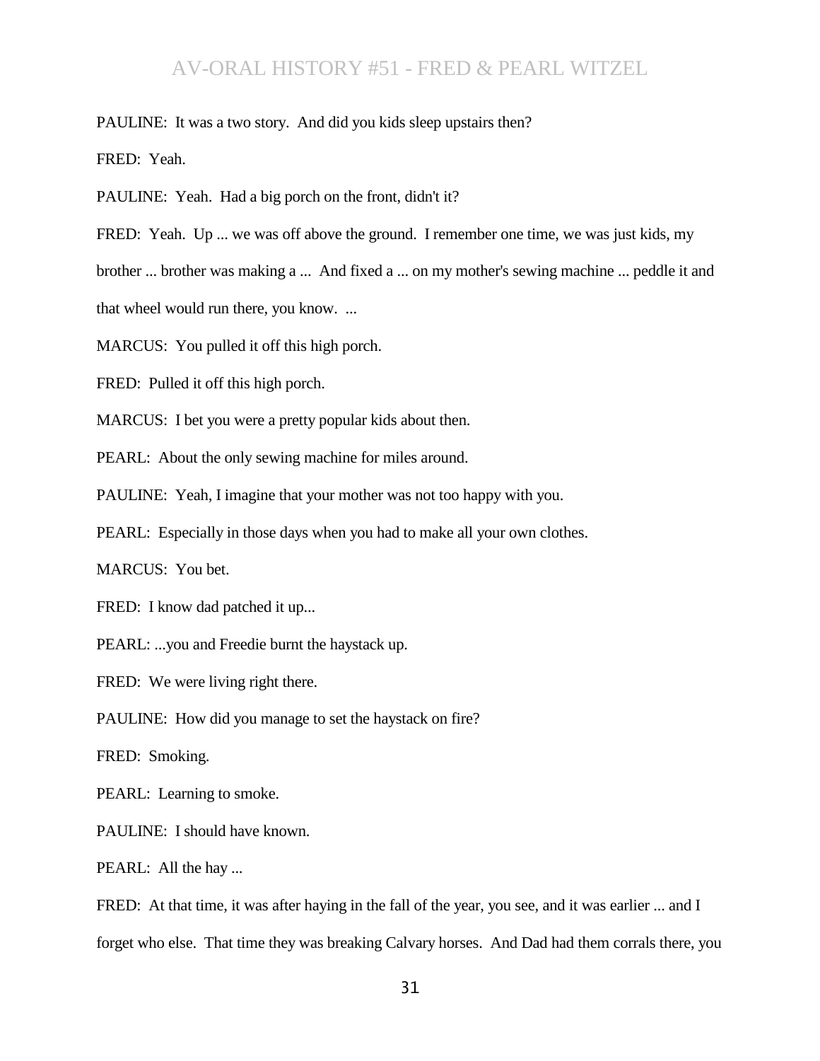PAULINE: It was a two story. And did you kids sleep upstairs then?

FRED: Yeah.

PAULINE: Yeah. Had a big porch on the front, didn't it?

FRED: Yeah. Up ... we was off above the ground. I remember one time, we was just kids, my brother ... brother was making a ... And fixed a ... on my mother's sewing machine ... peddle it and that wheel would run there, you know. ...

MARCUS: You pulled it off this high porch.

FRED: Pulled it off this high porch.

MARCUS: I bet you were a pretty popular kids about then.

PEARL: About the only sewing machine for miles around.

PAULINE: Yeah, I imagine that your mother was not too happy with you.

PEARL: Especially in those days when you had to make all your own clothes.

MARCUS: You bet.

FRED: I know dad patched it up...

PEARL: ...you and Freedie burnt the haystack up.

FRED: We were living right there.

PAULINE: How did you manage to set the haystack on fire?

FRED: Smoking.

PEARL: Learning to smoke.

PAULINE: I should have known.

PEARL: All the hay ...

FRED: At that time, it was after haying in the fall of the year, you see, and it was earlier ... and I forget who else. That time they was breaking Calvary horses. And Dad had them corrals there, you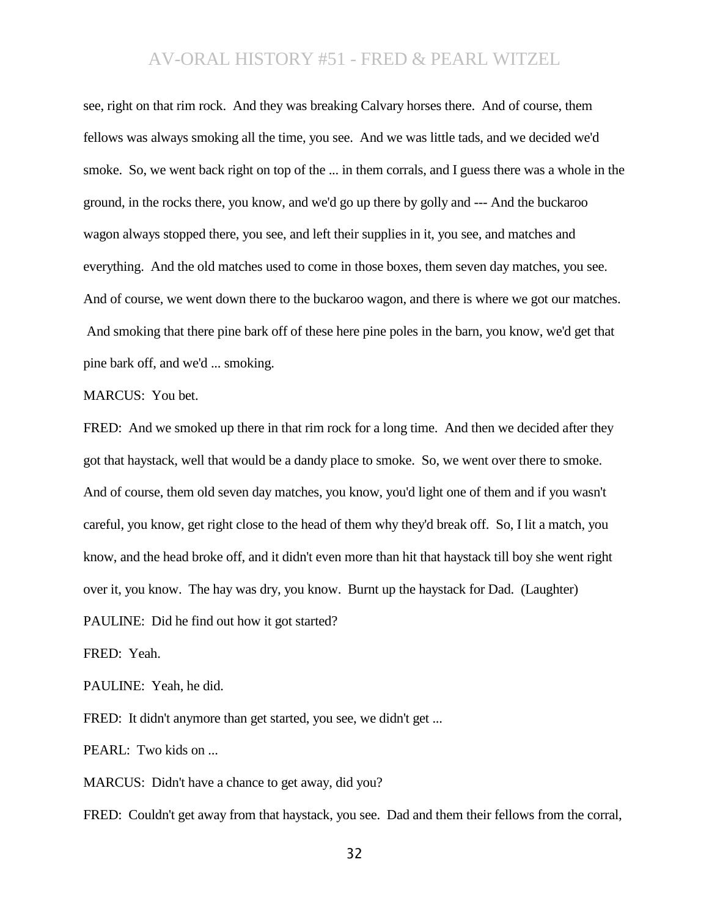see, right on that rim rock. And they was breaking Calvary horses there. And of course, them fellows was always smoking all the time, you see. And we was little tads, and we decided we'd smoke. So, we went back right on top of the ... in them corrals, and I guess there was a whole in the ground, in the rocks there, you know, and we'd go up there by golly and --- And the buckaroo wagon always stopped there, you see, and left their supplies in it, you see, and matches and everything. And the old matches used to come in those boxes, them seven day matches, you see. And of course, we went down there to the buckaroo wagon, and there is where we got our matches. And smoking that there pine bark off of these here pine poles in the barn, you know, we'd get that pine bark off, and we'd ... smoking.

MARCUS: You bet.

FRED: And we smoked up there in that rim rock for a long time. And then we decided after they got that haystack, well that would be a dandy place to smoke. So, we went over there to smoke. And of course, them old seven day matches, you know, you'd light one of them and if you wasn't careful, you know, get right close to the head of them why they'd break off. So, I lit a match, you know, and the head broke off, and it didn't even more than hit that haystack till boy she went right over it, you know. The hay was dry, you know. Burnt up the haystack for Dad. (Laughter)

PAULINE: Did he find out how it got started?

FRED: Yeah.

PAULINE: Yeah, he did.

FRED: It didn't anymore than get started, you see, we didn't get ...

PEARL: Two kids on ...

MARCUS: Didn't have a chance to get away, did you?

FRED: Couldn't get away from that haystack, you see. Dad and them their fellows from the corral,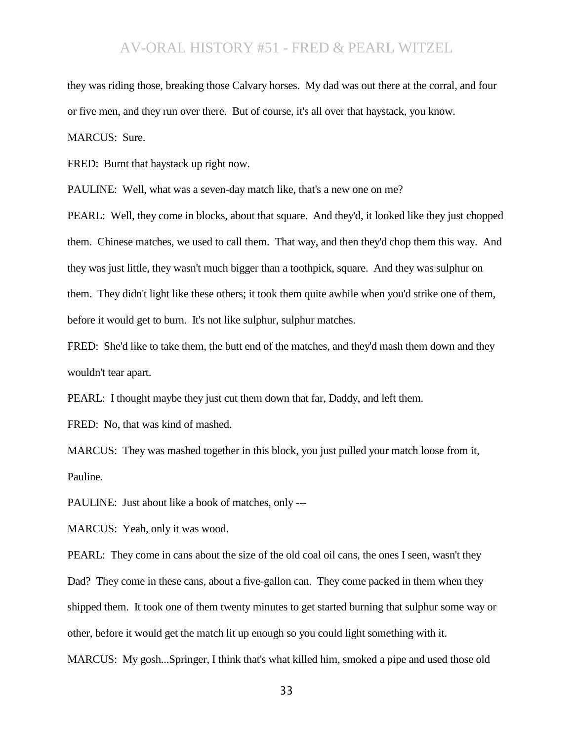they was riding those, breaking those Calvary horses. My dad was out there at the corral, and four or five men, and they run over there. But of course, it's all over that haystack, you know.

MARCUS: Sure.

FRED: Burnt that haystack up right now.

PAULINE: Well, what was a seven-day match like, that's a new one on me?

PEARL: Well, they come in blocks, about that square. And they'd, it looked like they just chopped them. Chinese matches, we used to call them. That way, and then they'd chop them this way. And they was just little, they wasn't much bigger than a toothpick, square. And they was sulphur on them. They didn't light like these others; it took them quite awhile when you'd strike one of them, before it would get to burn. It's not like sulphur, sulphur matches.

FRED: She'd like to take them, the butt end of the matches, and they'd mash them down and they wouldn't tear apart.

PEARL: I thought maybe they just cut them down that far, Daddy, and left them.

FRED: No, that was kind of mashed.

MARCUS: They was mashed together in this block, you just pulled your match loose from it, Pauline.

PAULINE: Just about like a book of matches, only ---

MARCUS: Yeah, only it was wood.

PEARL: They come in cans about the size of the old coal oil cans, the ones I seen, wasn't they Dad? They come in these cans, about a five-gallon can. They come packed in them when they shipped them. It took one of them twenty minutes to get started burning that sulphur some way or other, before it would get the match lit up enough so you could light something with it.

MARCUS: My gosh...Springer, I think that's what killed him, smoked a pipe and used those old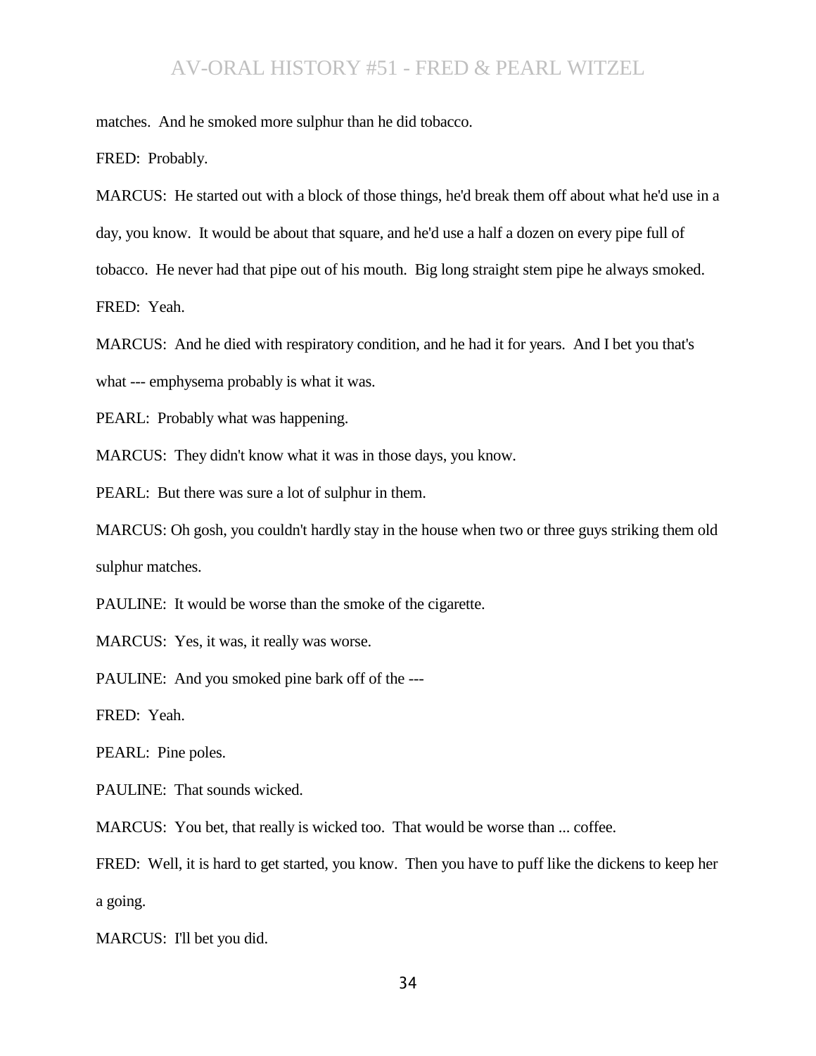matches. And he smoked more sulphur than he did tobacco.

FRED: Probably.

MARCUS: He started out with a block of those things, he'd break them off about what he'd use in a day, you know. It would be about that square, and he'd use a half a dozen on every pipe full of tobacco. He never had that pipe out of his mouth. Big long straight stem pipe he always smoked.

FRED: Yeah.

MARCUS: And he died with respiratory condition, and he had it for years. And I bet you that's what --- emphysema probably is what it was.

PEARL: Probably what was happening.

MARCUS: They didn't know what it was in those days, you know.

PEARL: But there was sure a lot of sulphur in them.

MARCUS: Oh gosh, you couldn't hardly stay in the house when two or three guys striking them old sulphur matches.

PAULINE: It would be worse than the smoke of the cigarette.

MARCUS: Yes, it was, it really was worse.

PAULINE: And you smoked pine bark off of the ---

FRED: Yeah.

PEARL: Pine poles.

PAULINE: That sounds wicked.

MARCUS: You bet, that really is wicked too. That would be worse than ... coffee.

FRED: Well, it is hard to get started, you know. Then you have to puff like the dickens to keep her a going.

MARCUS: I'll bet you did.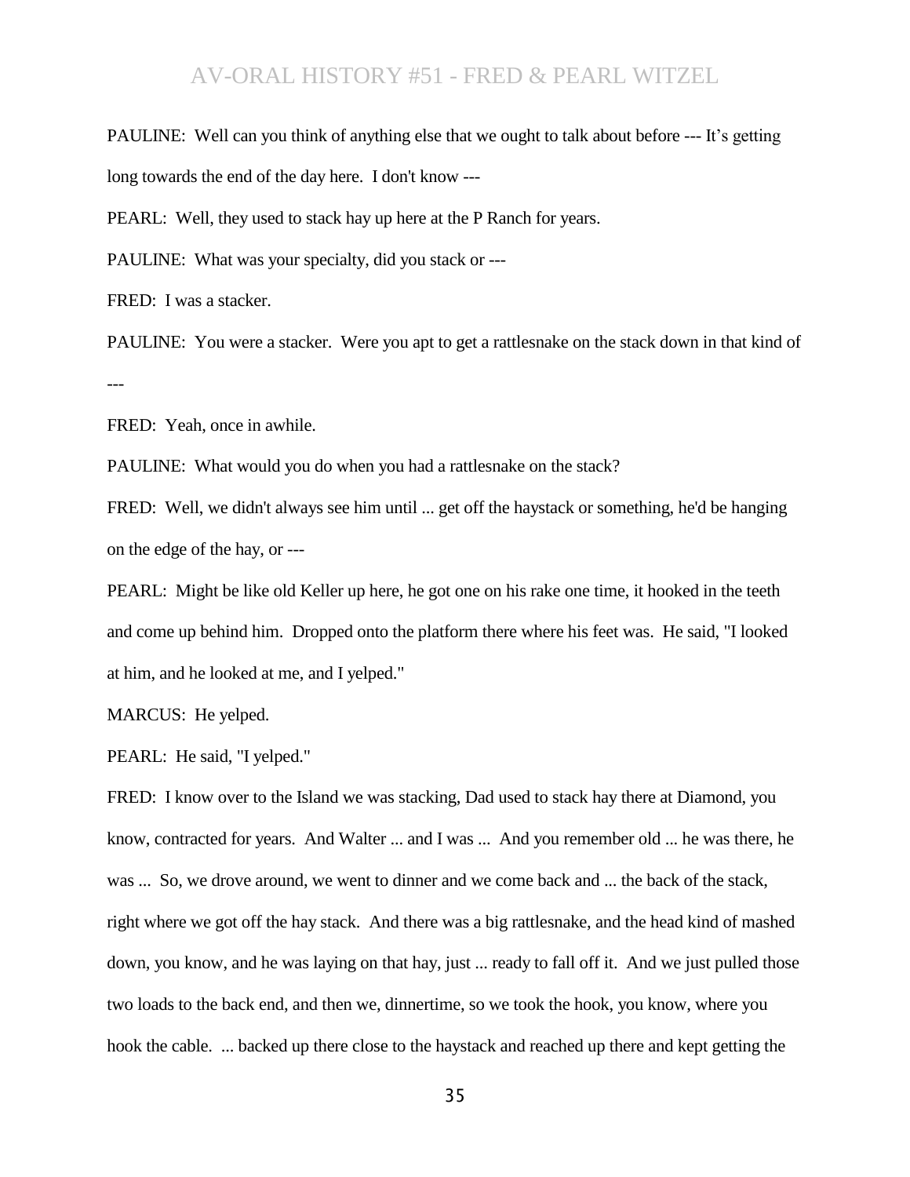PAULINE: Well can you think of anything else that we ought to talk about before --- It's getting long towards the end of the day here. I don't know ---

PEARL: Well, they used to stack hay up here at the P Ranch for years.

PAULINE: What was your specialty, did you stack or ---

FRED: I was a stacker.

PAULINE: You were a stacker. Were you apt to get a rattlesnake on the stack down in that kind of ---

FRED: Yeah, once in awhile.

PAULINE: What would you do when you had a rattlesnake on the stack?

FRED: Well, we didn't always see him until ... get off the haystack or something, he'd be hanging on the edge of the hay, or ---

PEARL: Might be like old Keller up here, he got one on his rake one time, it hooked in the teeth and come up behind him. Dropped onto the platform there where his feet was. He said, "I looked at him, and he looked at me, and I yelped."

MARCUS: He yelped.

PEARL: He said, "I yelped."

FRED: I know over to the Island we was stacking, Dad used to stack hay there at Diamond, you know, contracted for years. And Walter ... and I was ... And you remember old ... he was there, he was ... So, we drove around, we went to dinner and we come back and ... the back of the stack, right where we got off the hay stack. And there was a big rattlesnake, and the head kind of mashed down, you know, and he was laying on that hay, just ... ready to fall off it. And we just pulled those two loads to the back end, and then we, dinnertime, so we took the hook, you know, where you hook the cable. ... backed up there close to the haystack and reached up there and kept getting the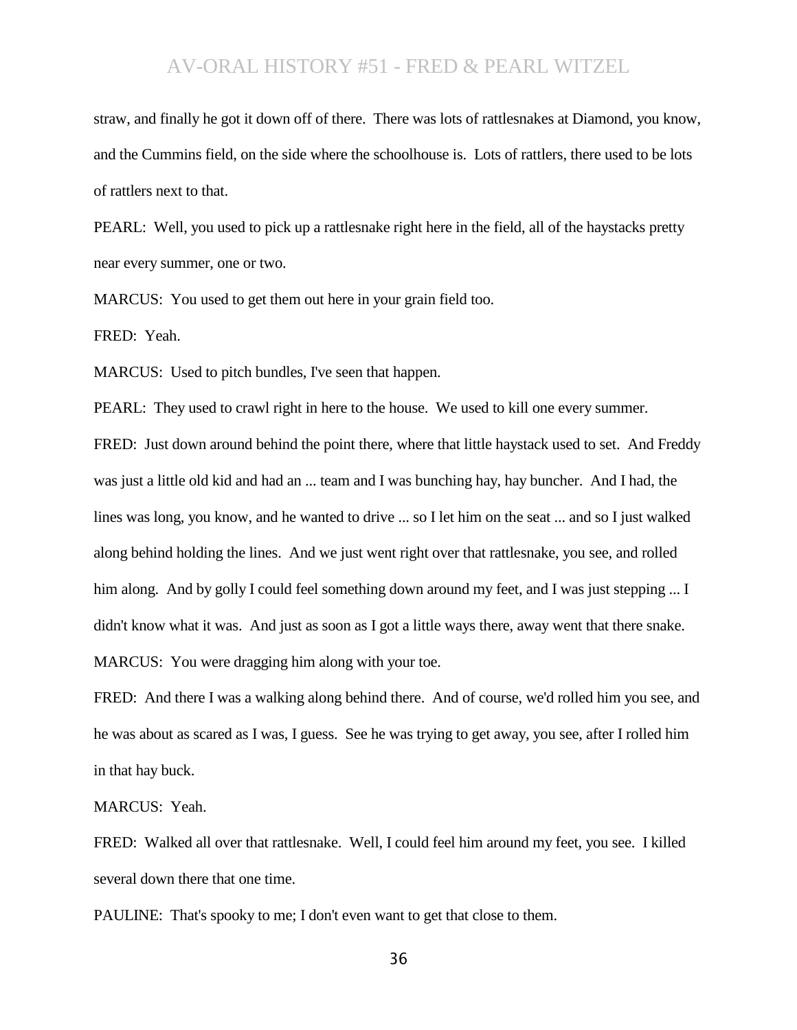straw, and finally he got it down off of there. There was lots of rattlesnakes at Diamond, you know, and the Cummins field, on the side where the schoolhouse is. Lots of rattlers, there used to be lots of rattlers next to that.

PEARL: Well, you used to pick up a rattlesnake right here in the field, all of the haystacks pretty near every summer, one or two.

MARCUS: You used to get them out here in your grain field too.

FRED: Yeah.

MARCUS: Used to pitch bundles, I've seen that happen.

PEARL: They used to crawl right in here to the house. We used to kill one every summer.

FRED: Just down around behind the point there, where that little haystack used to set. And Freddy was just a little old kid and had an ... team and I was bunching hay, hay buncher. And I had, the lines was long, you know, and he wanted to drive ... so I let him on the seat ... and so I just walked along behind holding the lines. And we just went right over that rattlesnake, you see, and rolled him along. And by golly I could feel something down around my feet, and I was just stepping ... I didn't know what it was. And just as soon as I got a little ways there, away went that there snake.

MARCUS: You were dragging him along with your toe.

FRED: And there I was a walking along behind there. And of course, we'd rolled him you see, and he was about as scared as I was, I guess. See he was trying to get away, you see, after I rolled him in that hay buck.

MARCUS: Yeah.

FRED: Walked all over that rattlesnake. Well, I could feel him around my feet, you see. I killed several down there that one time.

PAULINE: That's spooky to me; I don't even want to get that close to them.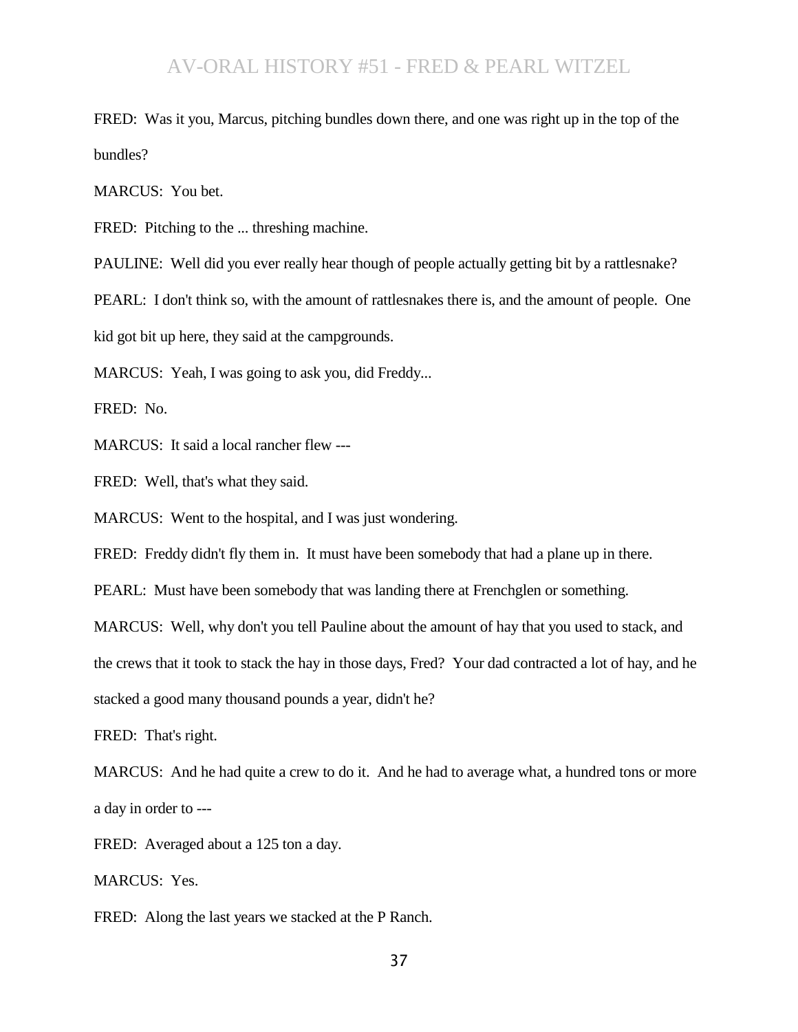FRED: Was it you, Marcus, pitching bundles down there, and one was right up in the top of the bundles?

MARCUS: You bet.

FRED: Pitching to the ... threshing machine.

PAULINE: Well did you ever really hear though of people actually getting bit by a rattlesnake?

PEARL: I don't think so, with the amount of rattlesnakes there is, and the amount of people. One kid got bit up here, they said at the campgrounds.

MARCUS: Yeah, I was going to ask you, did Freddy...

FRED: No.

MARCUS: It said a local rancher flew ---

FRED: Well, that's what they said.

MARCUS: Went to the hospital, and I was just wondering.

FRED: Freddy didn't fly them in. It must have been somebody that had a plane up in there.

PEARL: Must have been somebody that was landing there at Frenchglen or something.

MARCUS: Well, why don't you tell Pauline about the amount of hay that you used to stack, and the crews that it took to stack the hay in those days, Fred? Your dad contracted a lot of hay, and he stacked a good many thousand pounds a year, didn't he?

FRED: That's right.

MARCUS: And he had quite a crew to do it. And he had to average what, a hundred tons or more a day in order to ---

FRED: Averaged about a 125 ton a day.

MARCUS: Yes.

FRED: Along the last years we stacked at the P Ranch.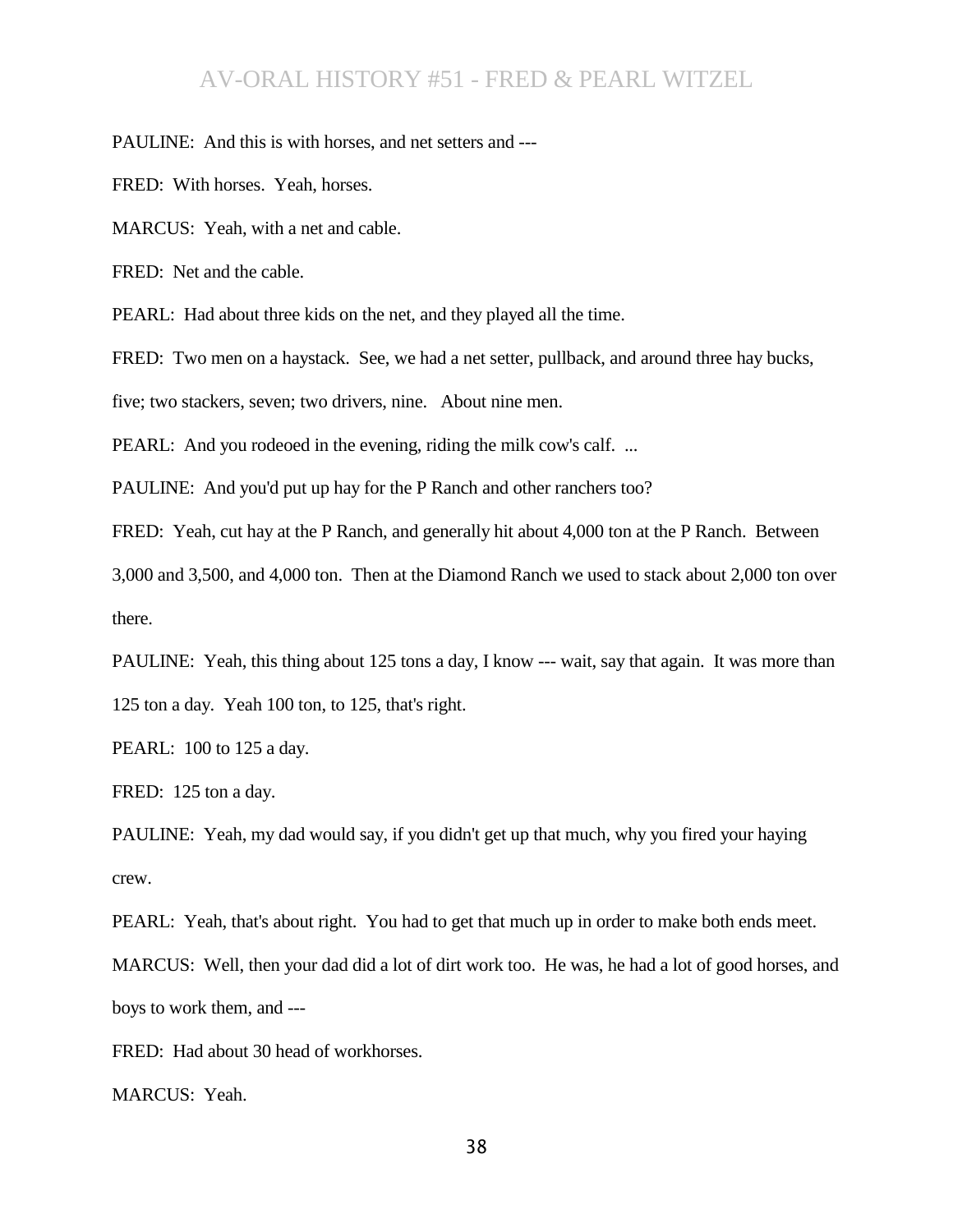PAULINE: And this is with horses, and net setters and ---

FRED: With horses. Yeah, horses.

MARCUS: Yeah, with a net and cable.

FRED: Net and the cable.

PEARL: Had about three kids on the net, and they played all the time.

FRED: Two men on a haystack. See, we had a net setter, pullback, and around three hay bucks, five; two stackers, seven; two drivers, nine. About nine men.

PEARL: And you rodeoed in the evening, riding the milk cow's calf. ...

PAULINE: And you'd put up hay for the P Ranch and other ranchers too?

FRED: Yeah, cut hay at the P Ranch, and generally hit about 4,000 ton at the P Ranch. Between 3,000 and 3,500, and 4,000 ton. Then at the Diamond Ranch we used to stack about 2,000 ton over there.

PAULINE: Yeah, this thing about 125 tons a day, I know --- wait, say that again. It was more than 125 ton a day. Yeah 100 ton, to 125, that's right.

PEARL: 100 to 125 a day.

FRED: 125 ton a day.

PAULINE: Yeah, my dad would say, if you didn't get up that much, why you fired your haying crew.

PEARL: Yeah, that's about right. You had to get that much up in order to make both ends meet.

MARCUS: Well, then your dad did a lot of dirt work too. He was, he had a lot of good horses, and boys to work them, and ---

FRED: Had about 30 head of workhorses.

MARCUS: Yeah.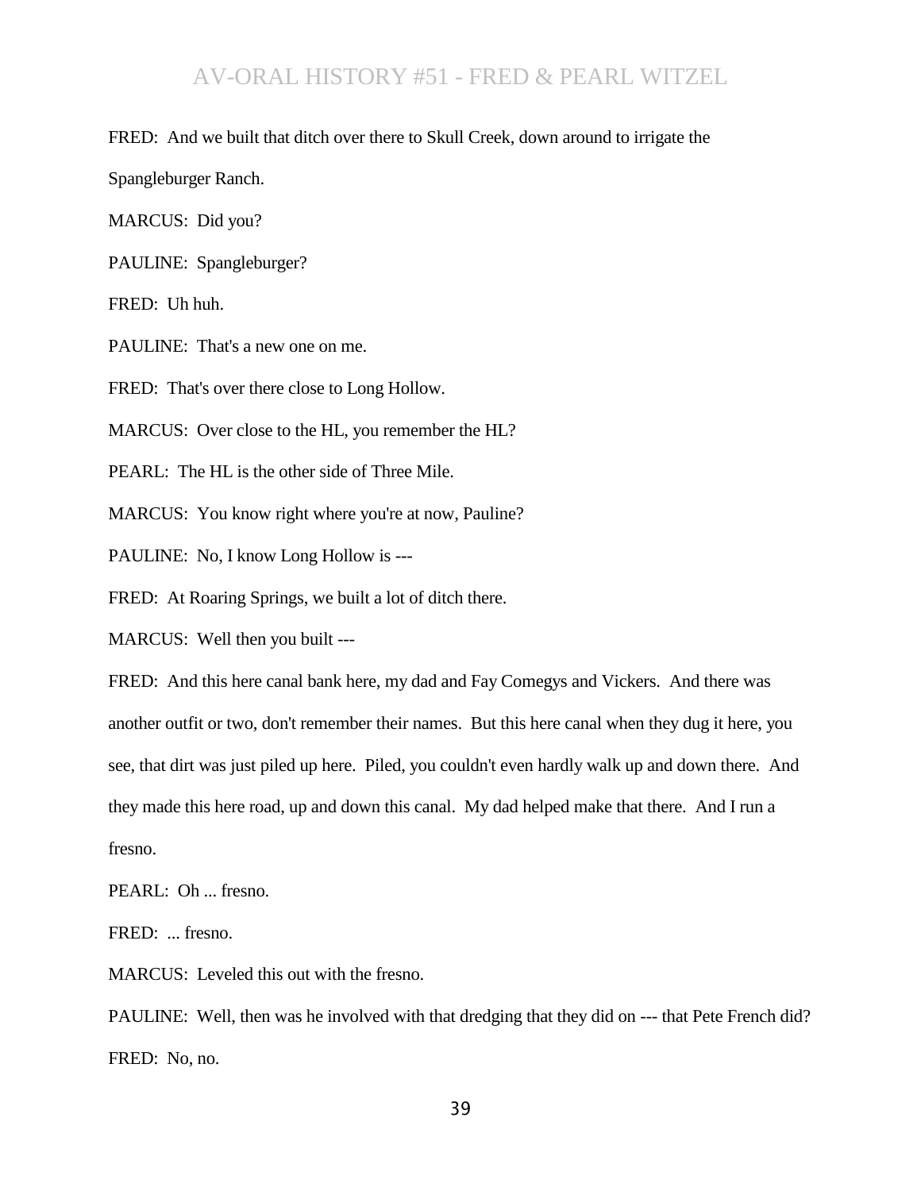FRED: And we built that ditch over there to Skull Creek, down around to irrigate the Spangleburger Ranch.

MARCUS: Did you?

PAULINE: Spangleburger?

FRED: Uh huh.

PAULINE: That's a new one on me.

FRED: That's over there close to Long Hollow.

MARCUS: Over close to the HL, you remember the HL?

PEARL: The HL is the other side of Three Mile.

MARCUS: You know right where you're at now, Pauline?

PAULINE: No, I know Long Hollow is ---

FRED: At Roaring Springs, we built a lot of ditch there.

MARCUS: Well then you built ---

FRED: And this here canal bank here, my dad and Fay Comegys and Vickers. And there was another outfit or two, don't remember their names. But this here canal when they dug it here, you see, that dirt was just piled up here. Piled, you couldn't even hardly walk up and down there. And they made this here road, up and down this canal. My dad helped make that there. And I run a fresno.

PEARL: Oh ... fresno.

FRED: ... fresno.

MARCUS: Leveled this out with the fresno.

PAULINE: Well, then was he involved with that dredging that they did on --- that Pete French did?

FRED: No, no.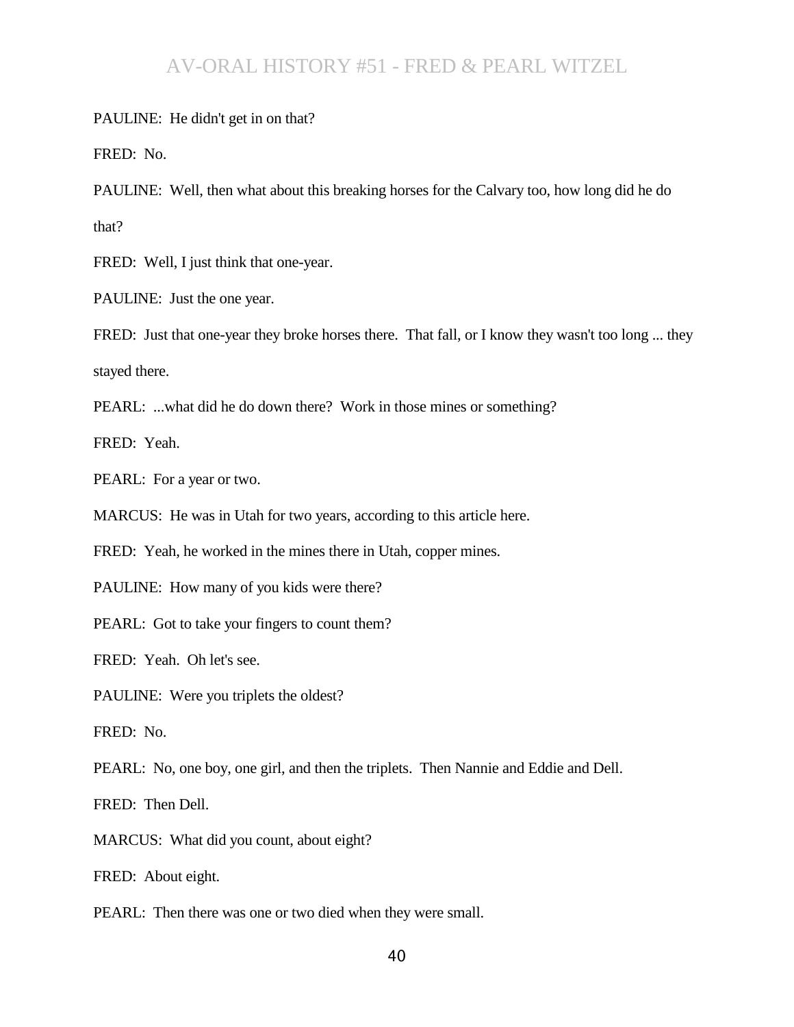PAULINE: He didn't get in on that?

FRED: No.

PAULINE: Well, then what about this breaking horses for the Calvary too, how long did he do that?

FRED: Well, I just think that one-year.

PAULINE: Just the one year.

FRED: Just that one-year they broke horses there. That fall, or I know they wasn't too long ... they stayed there.

PEARL: ...what did he do down there? Work in those mines or something?

FRED: Yeah.

PEARL: For a year or two.

MARCUS: He was in Utah for two years, according to this article here.

FRED: Yeah, he worked in the mines there in Utah, copper mines.

PAULINE: How many of you kids were there?

PEARL: Got to take your fingers to count them?

FRED: Yeah. Oh let's see.

PAULINE: Were you triplets the oldest?

FRED: No.

PEARL: No, one boy, one girl, and then the triplets. Then Nannie and Eddie and Dell.

FRED: Then Dell.

MARCUS: What did you count, about eight?

FRED: About eight.

PEARL: Then there was one or two died when they were small.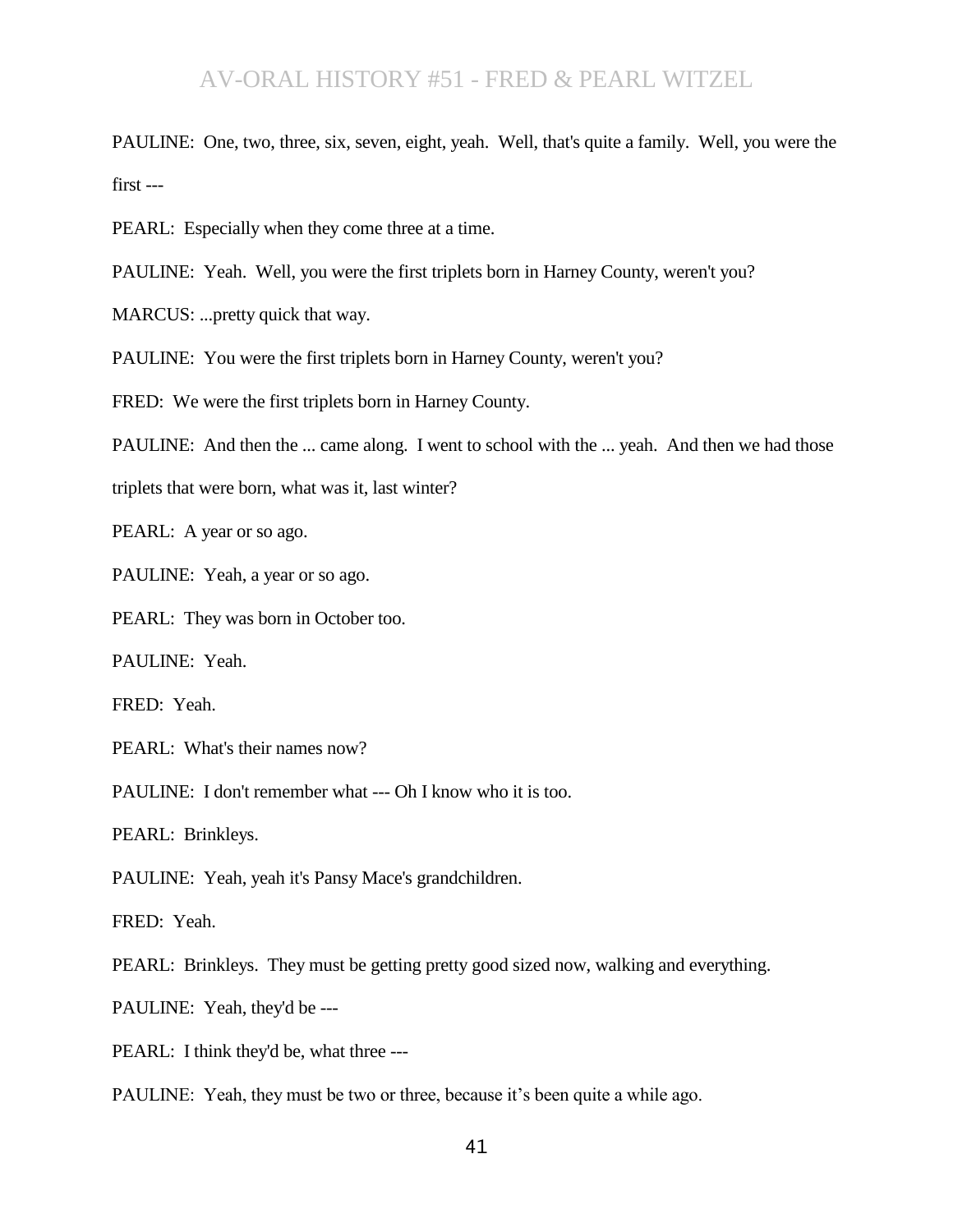PAULINE: One, two, three, six, seven, eight, yeah. Well, that's quite a family. Well, you were the first ---

PEARL: Especially when they come three at a time.

PAULINE: Yeah. Well, you were the first triplets born in Harney County, weren't you?

MARCUS: ...pretty quick that way.

PAULINE: You were the first triplets born in Harney County, weren't you?

FRED: We were the first triplets born in Harney County.

PAULINE: And then the ... came along. I went to school with the ... yeah. And then we had those triplets that were born, what was it, last winter?

PEARL: A year or so ago.

PAULINE: Yeah, a year or so ago.

PEARL: They was born in October too.

PAULINE: Yeah.

FRED: Yeah.

PEARL: What's their names now?

PAULINE: I don't remember what --- Oh I know who it is too.

PEARL: Brinkleys.

PAULINE: Yeah, yeah it's Pansy Mace's grandchildren.

FRED: Yeah.

PEARL: Brinkleys. They must be getting pretty good sized now, walking and everything.

PAULINE: Yeah, they'd be ---

PEARL: I think they'd be, what three ---

PAULINE: Yeah, they must be two or three, because it's been quite a while ago.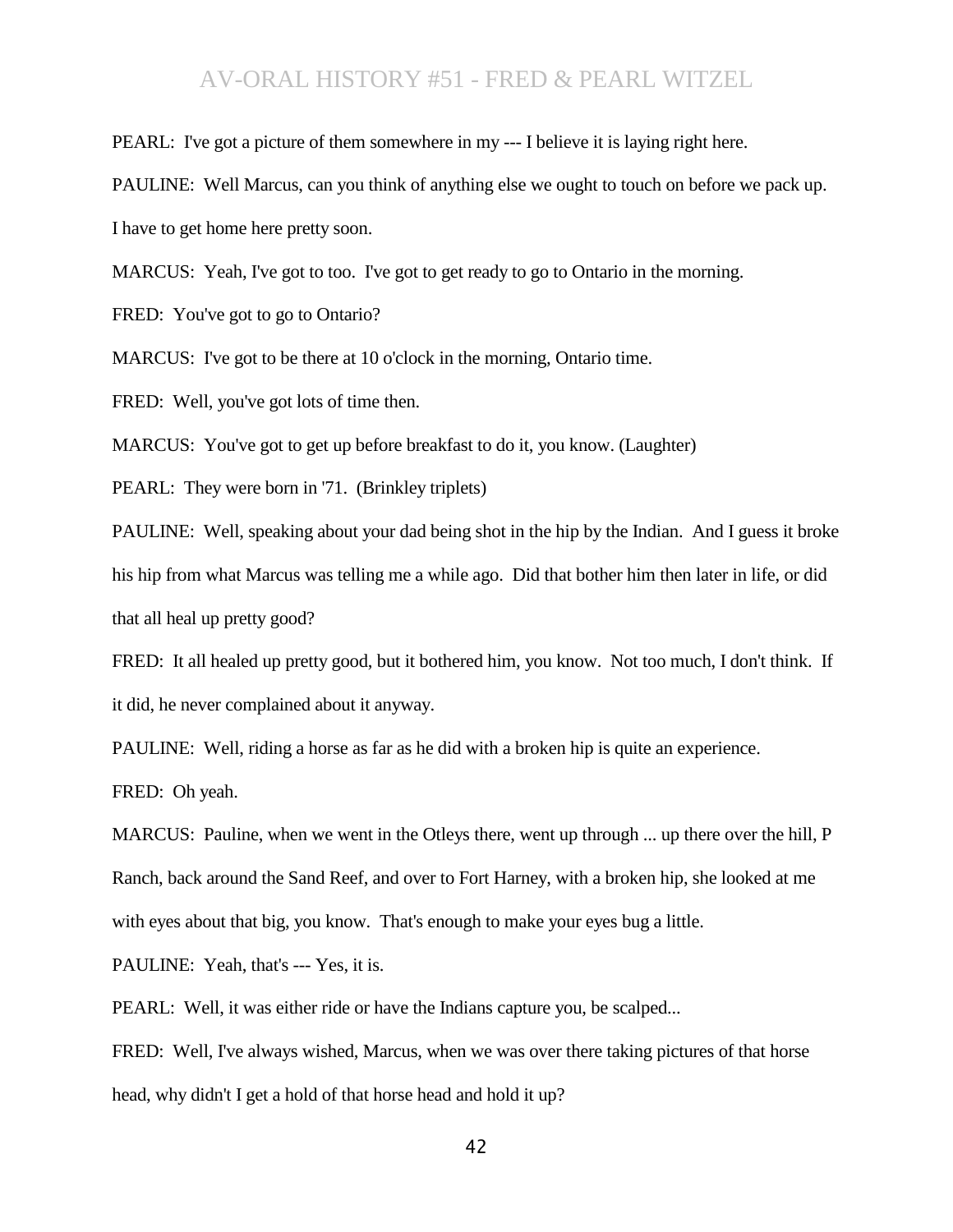PEARL: I've got a picture of them somewhere in my --- I believe it is laying right here.

PAULINE: Well Marcus, can you think of anything else we ought to touch on before we pack up. I have to get home here pretty soon.

MARCUS: Yeah, I've got to too. I've got to get ready to go to Ontario in the morning.

FRED: You've got to go to Ontario?

MARCUS: I've got to be there at 10 o'clock in the morning, Ontario time.

FRED: Well, you've got lots of time then.

MARCUS: You've got to get up before breakfast to do it, you know. (Laughter)

PEARL: They were born in '71. (Brinkley triplets)

PAULINE: Well, speaking about your dad being shot in the hip by the Indian. And I guess it broke his hip from what Marcus was telling me a while ago. Did that bother him then later in life, or did that all heal up pretty good?

FRED: It all healed up pretty good, but it bothered him, you know. Not too much, I don't think. If it did, he never complained about it anyway.

PAULINE: Well, riding a horse as far as he did with a broken hip is quite an experience.

FRED: Oh yeah.

MARCUS: Pauline, when we went in the Otleys there, went up through ... up there over the hill, P Ranch, back around the Sand Reef, and over to Fort Harney, with a broken hip, she looked at me with eyes about that big, you know. That's enough to make your eyes bug a little.

PAULINE: Yeah, that's --- Yes, it is.

PEARL: Well, it was either ride or have the Indians capture you, be scalped...

FRED: Well, I've always wished, Marcus, when we was over there taking pictures of that horse head, why didn't I get a hold of that horse head and hold it up?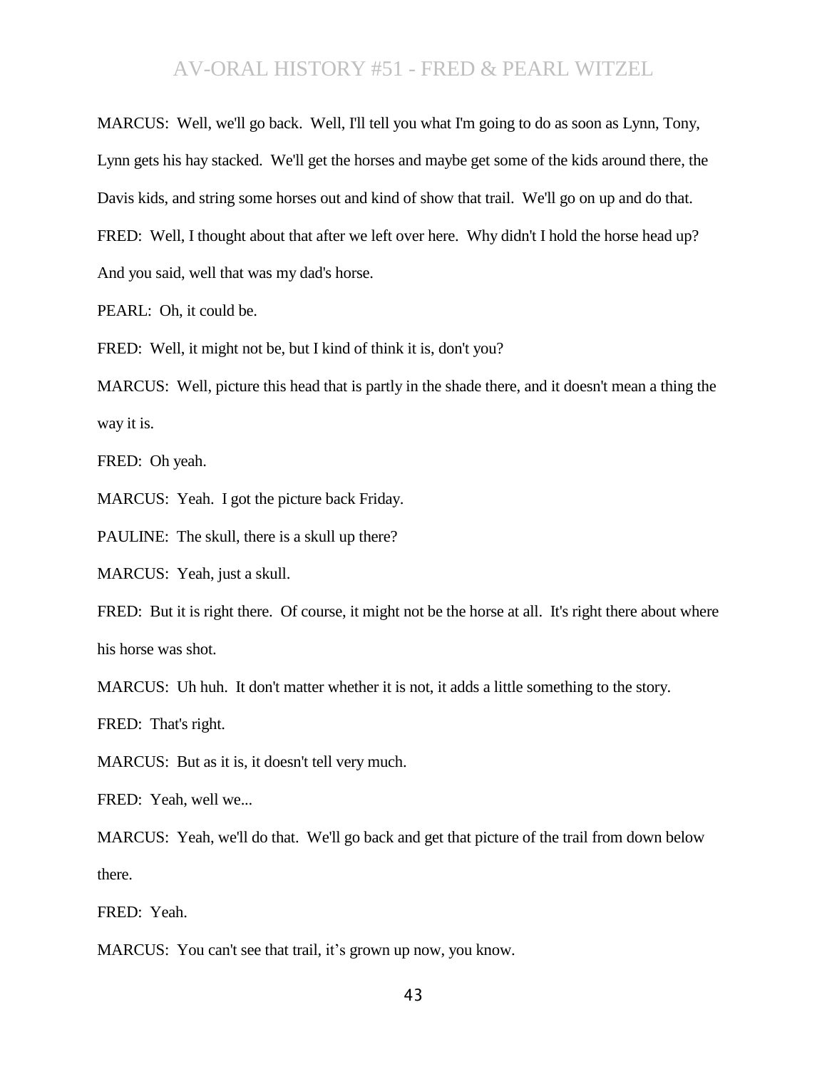MARCUS: Well, we'll go back. Well, I'll tell you what I'm going to do as soon as Lynn, Tony, Lynn gets his hay stacked. We'll get the horses and maybe get some of the kids around there, the Davis kids, and string some horses out and kind of show that trail. We'll go on up and do that.

FRED: Well, I thought about that after we left over here. Why didn't I hold the horse head up? And you said, well that was my dad's horse.

PEARL: Oh, it could be.

FRED: Well, it might not be, but I kind of think it is, don't you?

MARCUS: Well, picture this head that is partly in the shade there, and it doesn't mean a thing the way it is.

FRED: Oh yeah.

MARCUS: Yeah. I got the picture back Friday.

PAULINE: The skull, there is a skull up there?

MARCUS: Yeah, just a skull.

FRED: But it is right there. Of course, it might not be the horse at all. It's right there about where his horse was shot.

MARCUS: Uh huh. It don't matter whether it is not, it adds a little something to the story.

FRED: That's right.

MARCUS: But as it is, it doesn't tell very much.

FRED: Yeah, well we...

MARCUS: Yeah, we'll do that. We'll go back and get that picture of the trail from down below there.

FRED: Yeah.

MARCUS: You can't see that trail, it's grown up now, you know.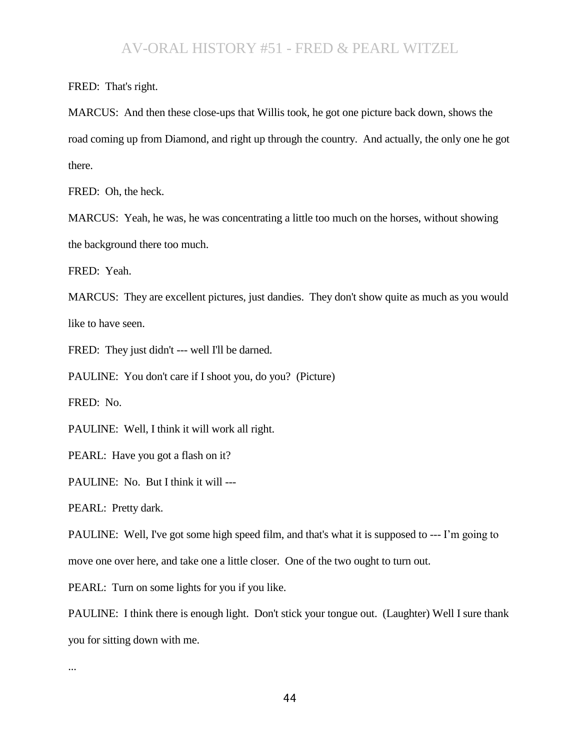FRED: That's right.

MARCUS: And then these close-ups that Willis took, he got one picture back down, shows the road coming up from Diamond, and right up through the country. And actually, the only one he got there.

FRED: Oh, the heck.

MARCUS: Yeah, he was, he was concentrating a little too much on the horses, without showing the background there too much.

FRED: Yeah.

MARCUS: They are excellent pictures, just dandies. They don't show quite as much as you would like to have seen.

FRED: They just didn't --- well I'll be darned.

PAULINE: You don't care if I shoot you, do you? (Picture)

FRED: No.

PAULINE: Well, I think it will work all right.

PEARL: Have you got a flash on it?

PAULINE: No. But I think it will ---

PEARL: Pretty dark.

PAULINE: Well, I've got some high speed film, and that's what it is supposed to --- I'm going to move one over here, and take one a little closer. One of the two ought to turn out.

PEARL: Turn on some lights for you if you like.

PAULINE: I think there is enough light. Don't stick your tongue out. (Laughter) Well I sure thank you for sitting down with me.

...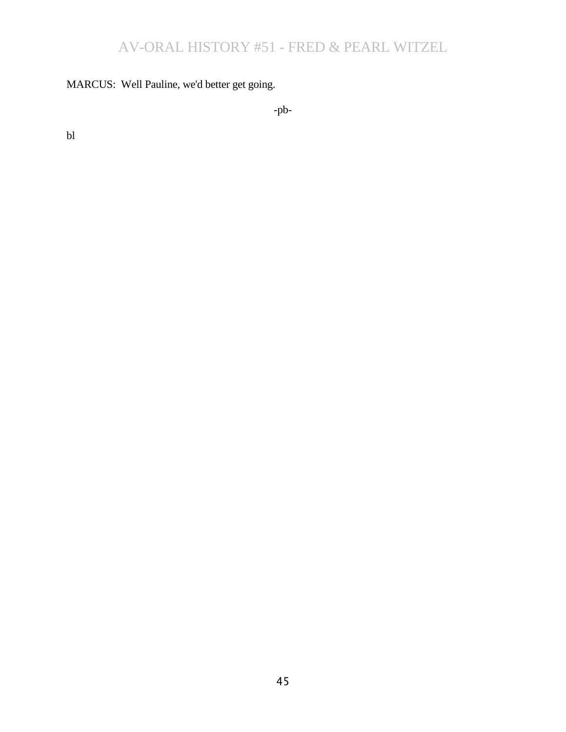MARCUS: Well Pauline, we'd better get going.

-pb-

bl